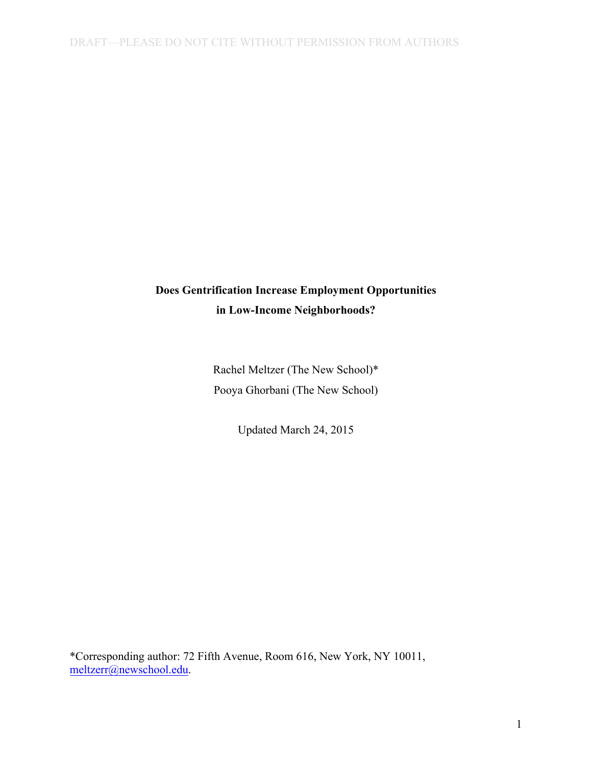DRAFT—PLEASE DO NOT CITE WITHOUT PERMISSION FROM AUTHORS

**Does Gentrification Increase Employment Opportunities in Low-Income Neighborhoods?**

Rachel Meltzer (The New School)*

Pooya Ghorbani (The New School)

Updated March 24, 2015

*Corresponding author: 72 Fifth Avenue, Room 616, New York, NY 10011, meltzerr@newschool.edu.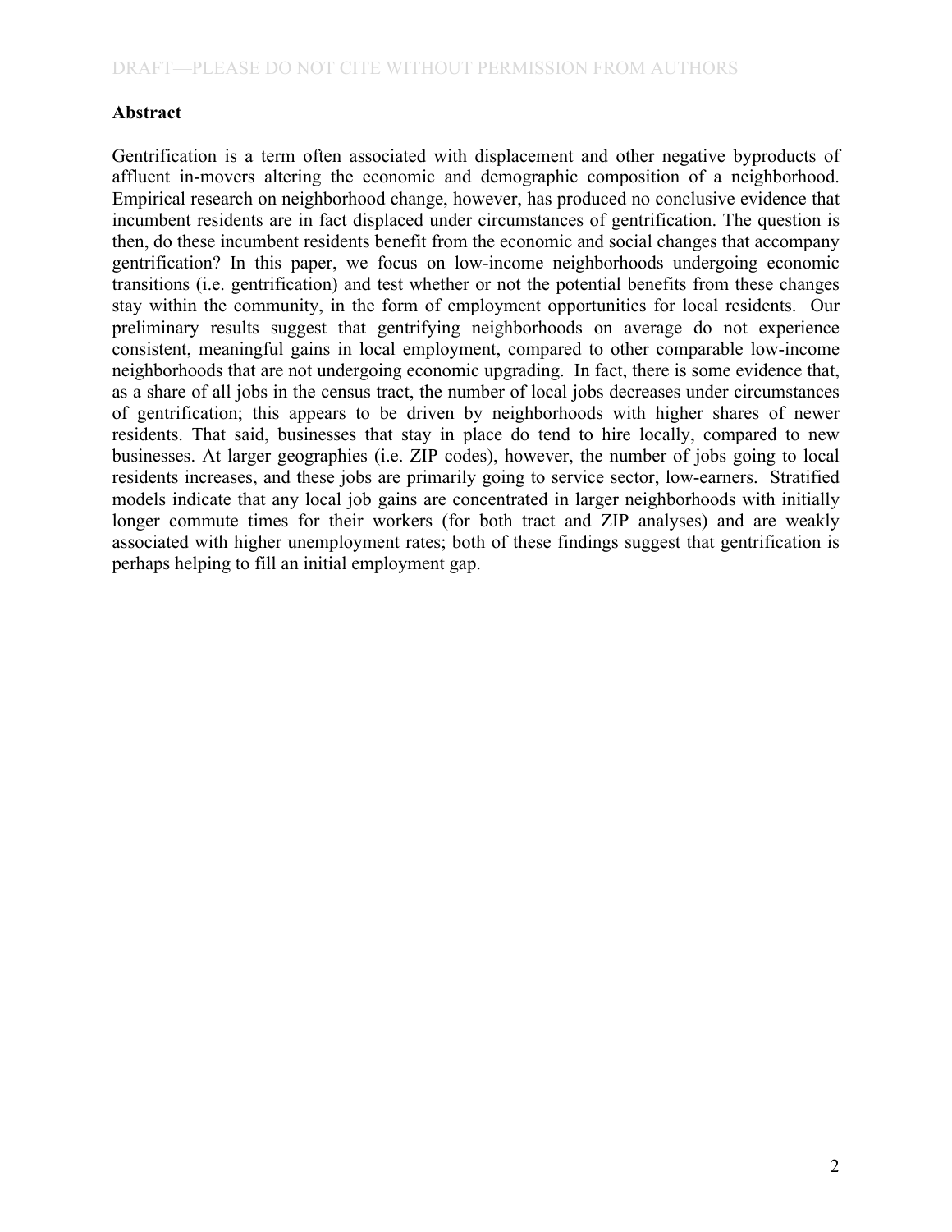**Abstract**

Gentrification is a term often associated with displacement and other negative byproducts of affluent in-movers altering the economic and demographic composition of a neighborhood. Empirical research on neighborhood change, however, has produced no conclusive evidence that incumbent residents are in fact displaced under circumstances of gentrification. The question is then, do these incumbent residents benefit from the economic and social changes that accompany gentrification? In this paper, we focus on low-income neighborhoods undergoing economic transitions (i.e. gentrification) and test whether or not the potential benefits from these changes stay within the community, in the form of employment opportunities for local residents. Our preliminary results suggest that gentrifying neighborhoods on average do not experience consistent, meaningful gains in local employment, compared to other comparable low-income neighborhoods that are not undergoing economic upgrading. In fact, there is some evidence that, as a share of all jobs in the census tract, the number of local jobs decreases under circumstances of gentrification; this appears to be driven by neighborhoods with higher shares of newer residents. That said, businesses that stay in place do tend to hire locally, compared to new businesses. At larger geographies (i.e. ZIP codes), however, the number of jobs going to local residents increases, and these jobs are primarily going to service sector, low-earners. Stratified models indicate that any local job gains are concentrated in larger neighborhoods with initially longer commute times for their workers (for both tract and ZIP analyses) and are weakly associated with higher unemployment rates; both of these findings suggest that gentrification is perhaps helping to fill an initial employment gap.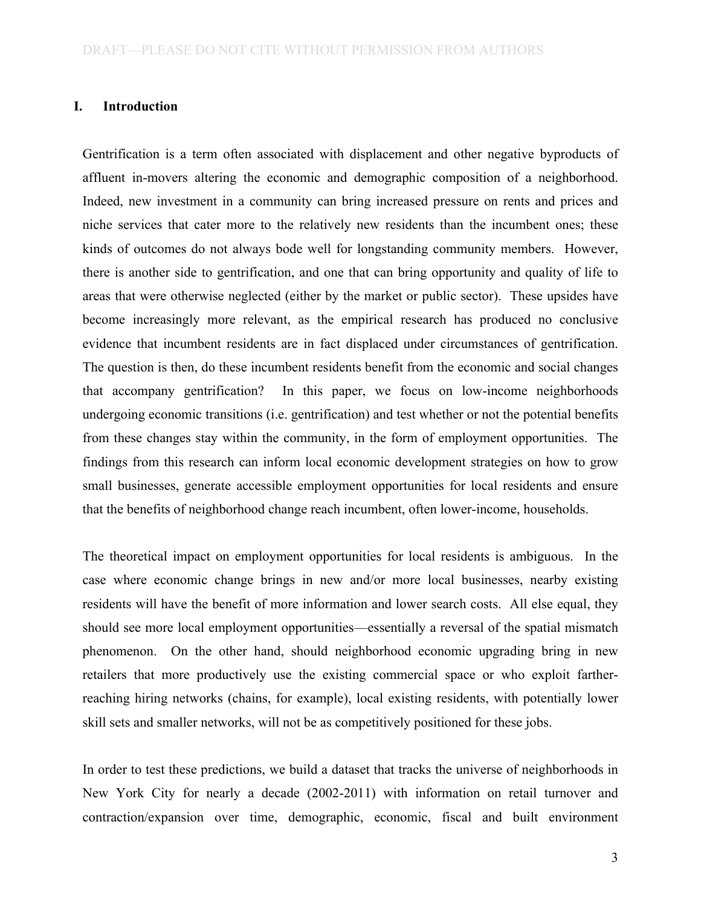## I. Introduction

Gentrification is a term often associated with displacement and other negative byproducts of affluent in-movers altering the economic and demographic composition of a neighborhood. Indeed, new investment in a community can bring increased pressure on rents and prices and niche services that cater more to the relatively new residents than the incumbent ones; these kinds of outcomes do not always bode well for longstanding community members. However, there is another side to gentrification, and one that can bring opportunity and quality of life to areas that were otherwise neglected (either by the market or public sector). These upsides have become increasingly more relevant, as the empirical research has produced no conclusive evidence that incumbent residents are in fact displaced under circumstances of gentrification. The question is then, do these incumbent residents benefit from the economic and social changes that accompany gentrification? In this paper, we focus on low-income neighborhoods undergoing economic transitions (i.e. gentrification) and test whether or not the potential benefits from these changes stay within the community, in the form of employment opportunities. The findings from this research can inform local economic development strategies on how to grow small businesses, generate accessible employment opportunities for local residents and ensure that the benefits of neighborhood change reach incumbent, often lower-income, households.

The theoretical impact on employment opportunities for local residents is ambiguous. In the case where economic change brings in new and/or more local businesses, nearby existing residents will have the benefit of more information and lower search costs. All else equal, they should see more local employment opportunities—essentially a reversal of the spatial mismatch phenomenon. On the other hand, should neighborhood economic upgrading bring in new retailers that more productively use the existing commercial space or who exploit farther-reaching hiring networks (chains, for example), local existing residents, with potentially lower skill sets and smaller networks, will not be as competitively positioned for these jobs.

In order to test these predictions, we build a dataset that tracks the universe of neighborhoods in New York City for nearly a decade (2002-2011) with information on retail turnover and contraction/expansion over time, demographic, economic, fiscal and built environment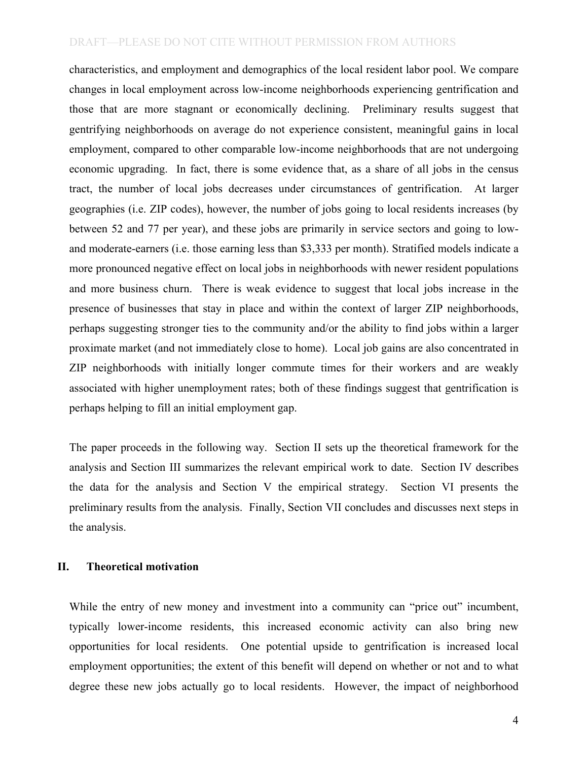characteristics, and employment and demographics of the local resident labor pool. We compare changes in local employment across low-income neighborhoods experiencing gentrification and those that are more stagnant or economically declining. Preliminary results suggest that gentrifying neighborhoods on average do not experience consistent, meaningful gains in local employment, compared to other comparable low-income neighborhoods that are not undergoing economic upgrading. In fact, there is some evidence that, as a share of all jobs in the census tract, the number of local jobs decreases under circumstances of gentrification. At larger geographies (i.e. ZIP codes), however, the number of jobs going to local residents increases (by between 52 and 77 per year), and these jobs are primarily in service sectors and going to low- and moderate-earners (i.e. those earning less than $3,333 per month). Stratified models indicate a more pronounced negative effect on local jobs in neighborhoods with newer resident populations and more business churn. There is weak evidence to suggest that local jobs increase in the presence of businesses that stay in place and within the context of larger ZIP neighborhoods, perhaps suggesting stronger ties to the community and/or the ability to find jobs within a larger proximate market (and not immediately close to home). Local job gains are also concentrated in ZIP neighborhoods with initially longer commute times for their workers and are weakly associated with higher unemployment rates; both of these findings suggest that gentrification is perhaps helping to fill an initial employment gap.

The paper proceeds in the following way. Section II sets up the theoretical framework for the analysis and Section III summarizes the relevant empirical work to date. Section IV describes the data for the analysis and Section V the empirical strategy. Section VI presents the preliminary results from the analysis. Finally, Section VII concludes and discusses next steps in the analysis.

## II. Theoretical motivation

While the entry of new money and investment into a community can "price out" incumbent, typically lower-income residents, this increased economic activity can also bring new opportunities for local residents. One potential upside to gentrification is increased local employment opportunities; the extent of this benefit will depend on whether or not and to what degree these new jobs actually go to local residents. However, the impact of neighborhood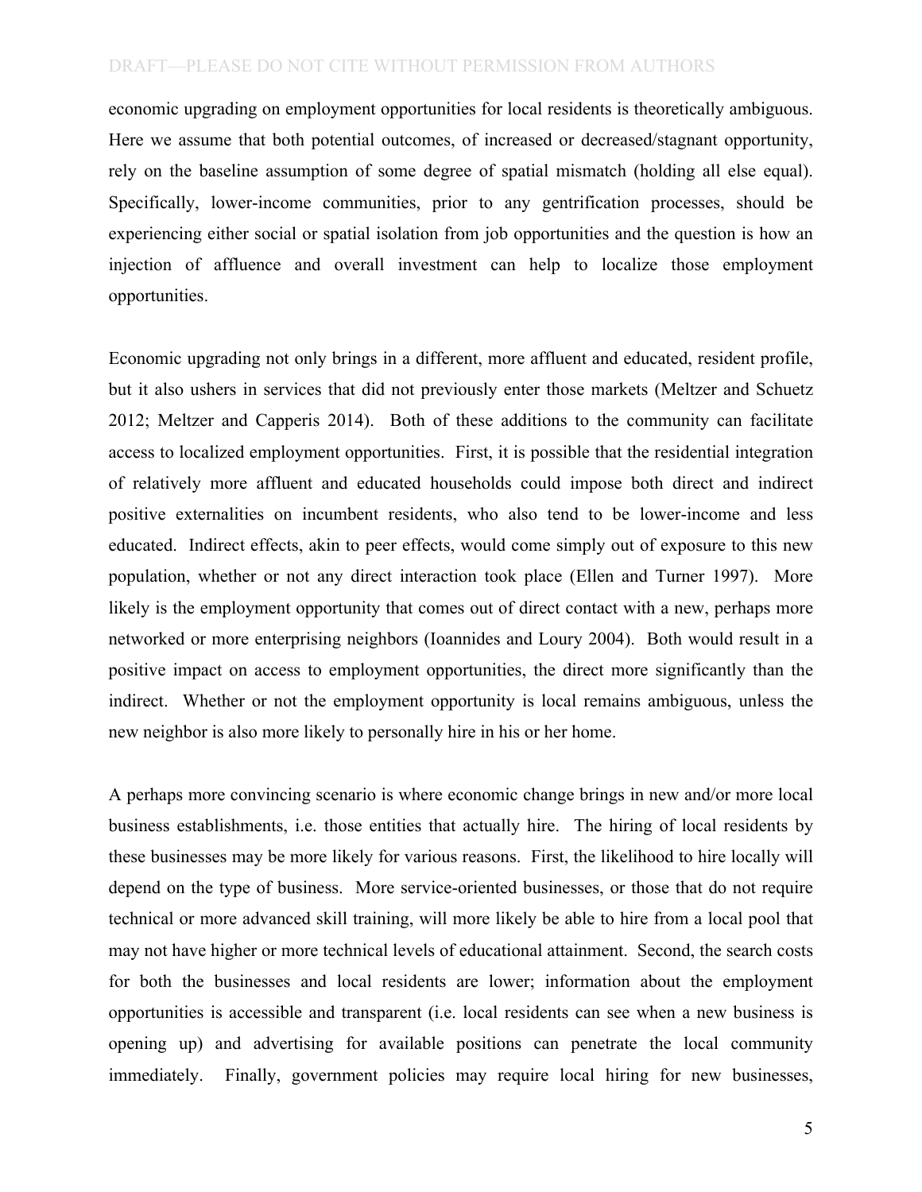economic upgrading on employment opportunities for local residents is theoretically ambiguous. Here we assume that both potential outcomes, of increased or decreased/stagnant opportunity, rely on the baseline assumption of some degree of spatial mismatch (holding all else equal). Specifically, lower-income communities, prior to any gentrification processes, should be experiencing either social or spatial isolation from job opportunities and the question is how an injection of affluence and overall investment can help to localize those employment opportunities.

Economic upgrading not only brings in a different, more affluent and educated, resident profile, but it also ushers in services that did not previously enter those markets (Meltzer and Schuetz 2012; Meltzer and Capperis 2014). Both of these additions to the community can facilitate access to localized employment opportunities. First, it is possible that the residential integration of relatively more affluent and educated households could impose both direct and indirect positive externalities on incumbent residents, who also tend to be lower-income and less educated. Indirect effects, akin to peer effects, would come simply out of exposure to this new population, whether or not any direct interaction took place (Ellen and Turner 1997). More likely is the employment opportunity that comes out of direct contact with a new, perhaps more networked or more enterprising neighbors (Ioannides and Loury 2004). Both would result in a positive impact on access to employment opportunities, the direct more significantly than the indirect. Whether or not the employment opportunity is local remains ambiguous, unless the new neighbor is also more likely to personally hire in his or her home.

A perhaps more convincing scenario is where economic change brings in new and/or more local business establishments, i.e. those entities that actually hire. The hiring of local residents by these businesses may be more likely for various reasons. First, the likelihood to hire locally will depend on the type of business. More service-oriented businesses, or those that do not require technical or more advanced skill training, will more likely be able to hire from a local pool that may not have higher or more technical levels of educational attainment. Second, the search costs for both the businesses and local residents are lower; information about the employment opportunities is accessible and transparent (i.e. local residents can see when a new business is opening up) and advertising for available positions can penetrate the local community immediately. Finally, government policies may require local hiring for new businesses,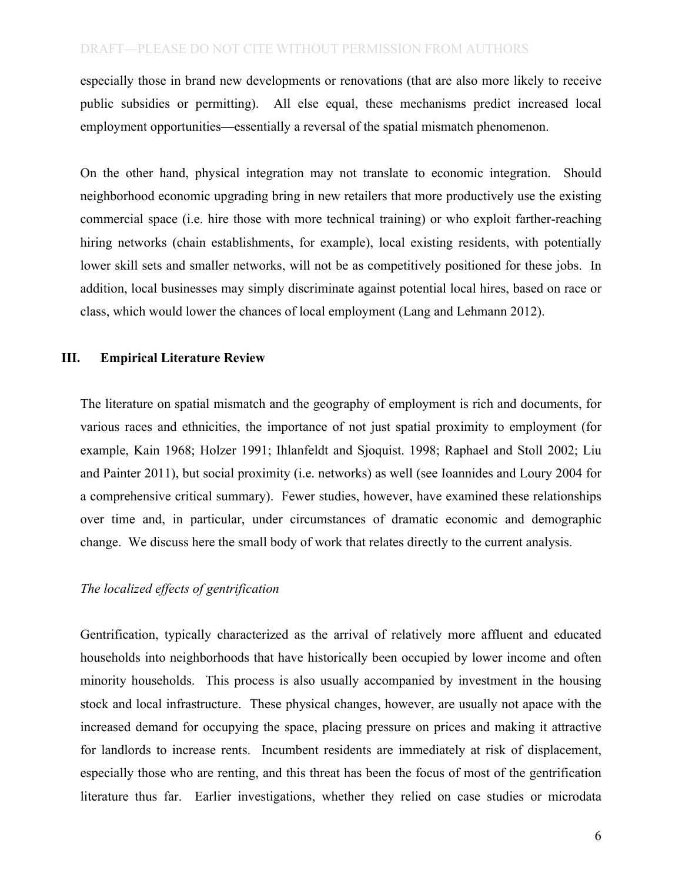especially those in brand new developments or renovations (that are also more likely to receive public subsidies or permitting). All else equal, these mechanisms predict increased local employment opportunities—essentially a reversal of the spatial mismatch phenomenon.

On the other hand, physical integration may not translate to economic integration. Should neighborhood economic upgrading bring in new retailers that more productively use the existing commercial space (i.e. hire those with more technical training) or who exploit farther-reaching hiring networks (chain establishments, for example), local existing residents, with potentially lower skill sets and smaller networks, will not be as competitively positioned for these jobs. In addition, local businesses may simply discriminate against potential local hires, based on race or class, which would lower the chances of local employment (Lang and Lehmann 2012).

## III. Empirical Literature Review

The literature on spatial mismatch and the geography of employment is rich and documents, for various races and ethnicities, the importance of not just spatial proximity to employment (for example, Kain 1968; Holzer 1991; Ihlanfeldt and Sjoquist. 1998; Raphael and Stoll 2002; Liu and Painter 2011), but social proximity (i.e. networks) as well (see Ioannides and Loury 2004 for a comprehensive critical summary). Fewer studies, however, have examined these relationships over time and, in particular, under circumstances of dramatic economic and demographic change. We discuss here the small body of work that relates directly to the current analysis.

*The localized effects of gentrification*

Gentrification, typically characterized as the arrival of relatively more affluent and educated households into neighborhoods that have historically been occupied by lower income and often minority households. This process is also usually accompanied by investment in the housing stock and local infrastructure. These physical changes, however, are usually not apace with the increased demand for occupying the space, placing pressure on prices and making it attractive for landlords to increase rents. Incumbent residents are immediately at risk of displacement, especially those who are renting, and this threat has been the focus of most of the gentrification literature thus far. Earlier investigations, whether they relied on case studies or microdata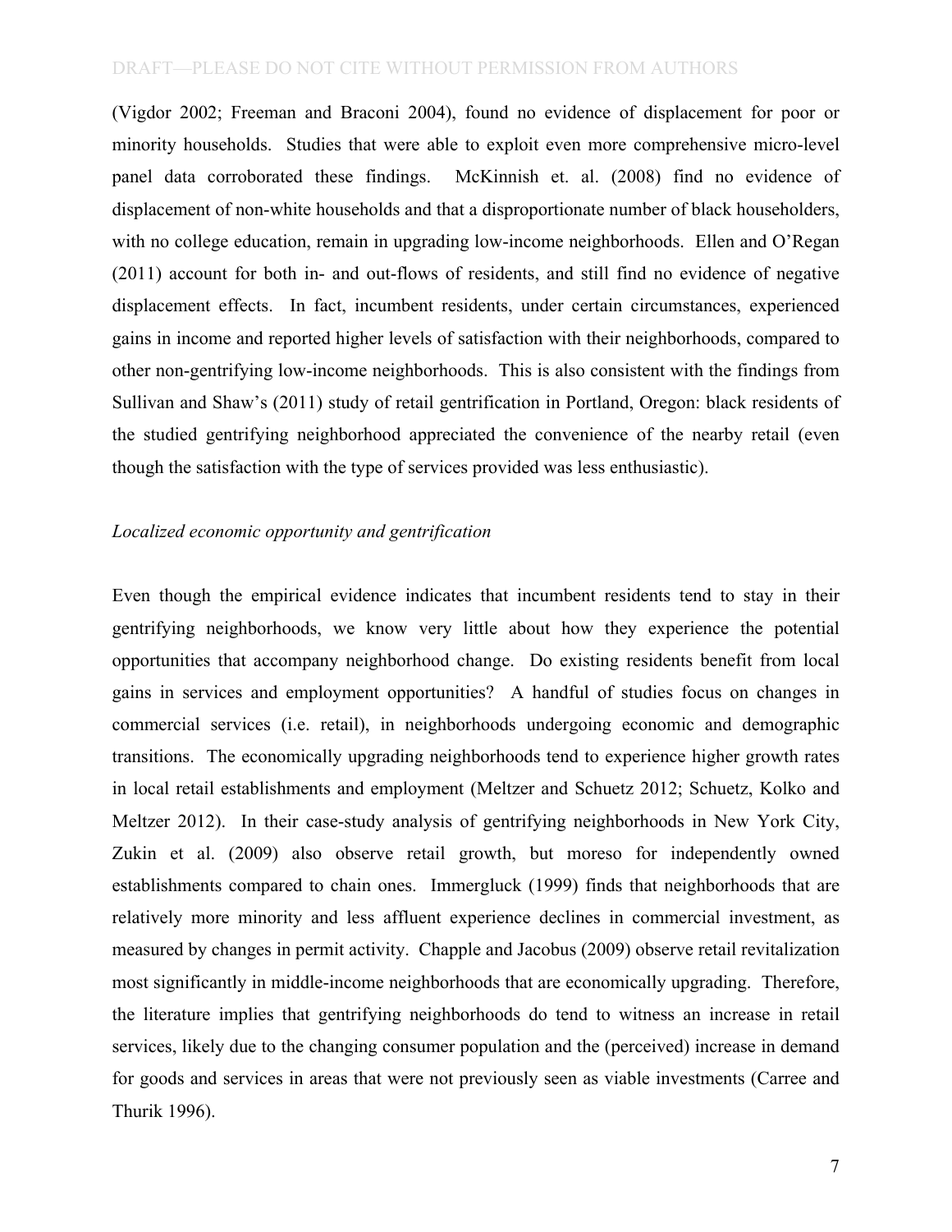(Vigdor 2002; Freeman and Braconi 2004), found no evidence of displacement for poor or minority households. Studies that were able to exploit even more comprehensive micro-level panel data corroborated these findings. McKinnish et. al. (2008) find no evidence of displacement of non-white households and that a disproportionate number of black householders, with no college education, remain in upgrading low-income neighborhoods. Ellen and O'Regan (2011) account for both in- and out-flows of residents, and still find no evidence of negative displacement effects. In fact, incumbent residents, under certain circumstances, experienced gains in income and reported higher levels of satisfaction with their neighborhoods, compared to other non-gentrifying low-income neighborhoods. This is also consistent with the findings from Sullivan and Shaw's (2011) study of retail gentrification in Portland, Oregon: black residents of the studied gentrifying neighborhood appreciated the convenience of the nearby retail (even though the satisfaction with the type of services provided was less enthusiastic).

*Localized economic opportunity and gentrification*

Even though the empirical evidence indicates that incumbent residents tend to stay in their gentrifying neighborhoods, we know very little about how they experience the potential opportunities that accompany neighborhood change. Do existing residents benefit from local gains in services and employment opportunities? A handful of studies focus on changes in commercial services (i.e. retail), in neighborhoods undergoing economic and demographic transitions. The economically upgrading neighborhoods tend to experience higher growth rates in local retail establishments and employment (Meltzer and Schuetz 2012; Schuetz, Kolko and Meltzer 2012). In their case-study analysis of gentrifying neighborhoods in New York City, Zukin et al. (2009) also observe retail growth, but moreso for independently owned establishments compared to chain ones. Immergluck (1999) finds that neighborhoods that are relatively more minority and less affluent experience declines in commercial investment, as measured by changes in permit activity. Chapple and Jacobus (2009) observe retail revitalization most significantly in middle-income neighborhoods that are economically upgrading. Therefore, the literature implies that gentrifying neighborhoods do tend to witness an increase in retail services, likely due to the changing consumer population and the (perceived) increase in demand for goods and services in areas that were not previously seen as viable investments (Carree and Thurik 1996).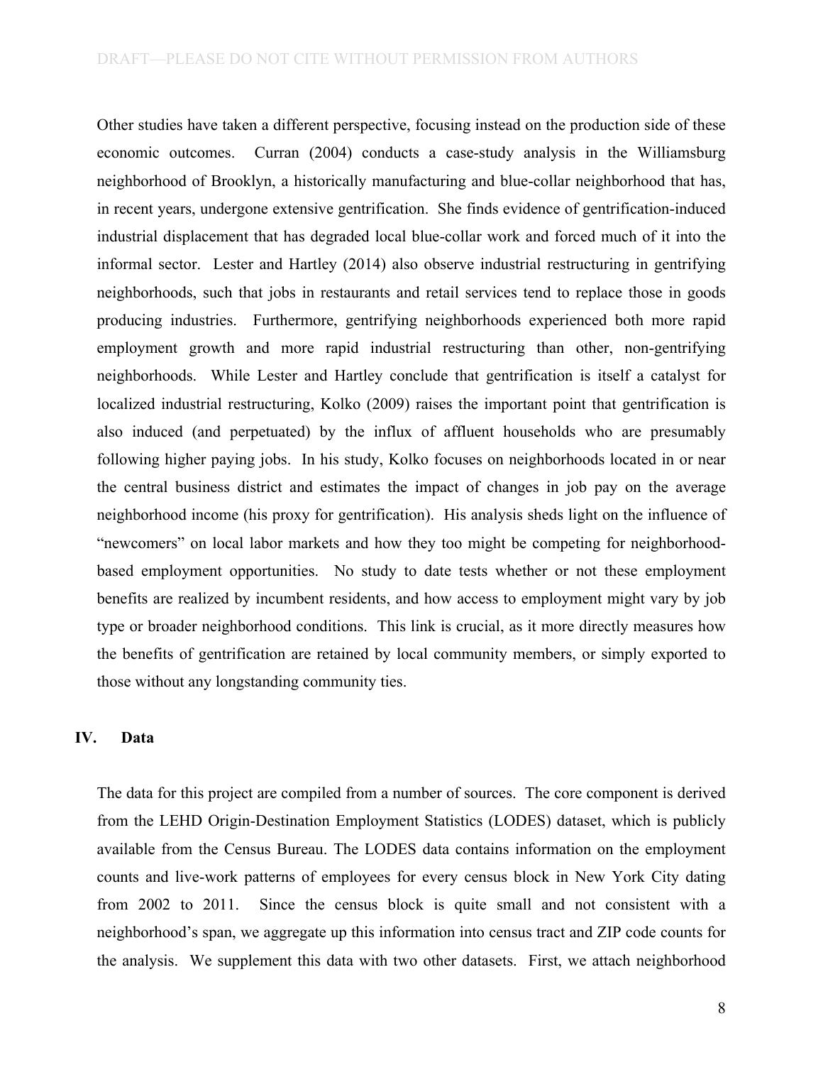Other studies have taken a different perspective, focusing instead on the production side of these economic outcomes. Curran (2004) conducts a case-study analysis in the Williamsburg neighborhood of Brooklyn, a historically manufacturing and blue-collar neighborhood that has, in recent years, undergone extensive gentrification. She finds evidence of gentrification-induced industrial displacement that has degraded local blue-collar work and forced much of it into the informal sector. Lester and Hartley (2014) also observe industrial restructuring in gentrifying neighborhoods, such that jobs in restaurants and retail services tend to replace those in goods producing industries. Furthermore, gentrifying neighborhoods experienced both more rapid employment growth and more rapid industrial restructuring than other, non-gentrifying neighborhoods. While Lester and Hartley conclude that gentrification is itself a catalyst for localized industrial restructuring, Kolko (2009) raises the important point that gentrification is also induced (and perpetuated) by the influx of affluent households who are presumably following higher paying jobs. In his study, Kolko focuses on neighborhoods located in or near the central business district and estimates the impact of changes in job pay on the average neighborhood income (his proxy for gentrification). His analysis sheds light on the influence of "newcomers" on local labor markets and how they too might be competing for neighborhood-based employment opportunities. No study to date tests whether or not these employment benefits are realized by incumbent residents, and how access to employment might vary by job type or broader neighborhood conditions. This link is crucial, as it more directly measures how the benefits of gentrification are retained by local community members, or simply exported to those without any longstanding community ties.

## IV. Data

The data for this project are compiled from a number of sources. The core component is derived from the LEHD Origin-Destination Employment Statistics (LODES) dataset, which is publicly available from the Census Bureau. The LODES data contains information on the employment counts and live-work patterns of employees for every census block in New York City dating from 2002 to 2011. Since the census block is quite small and not consistent with a neighborhood's span, we aggregate up this information into census tract and ZIP code counts for the analysis. We supplement this data with two other datasets. First, we attach neighborhood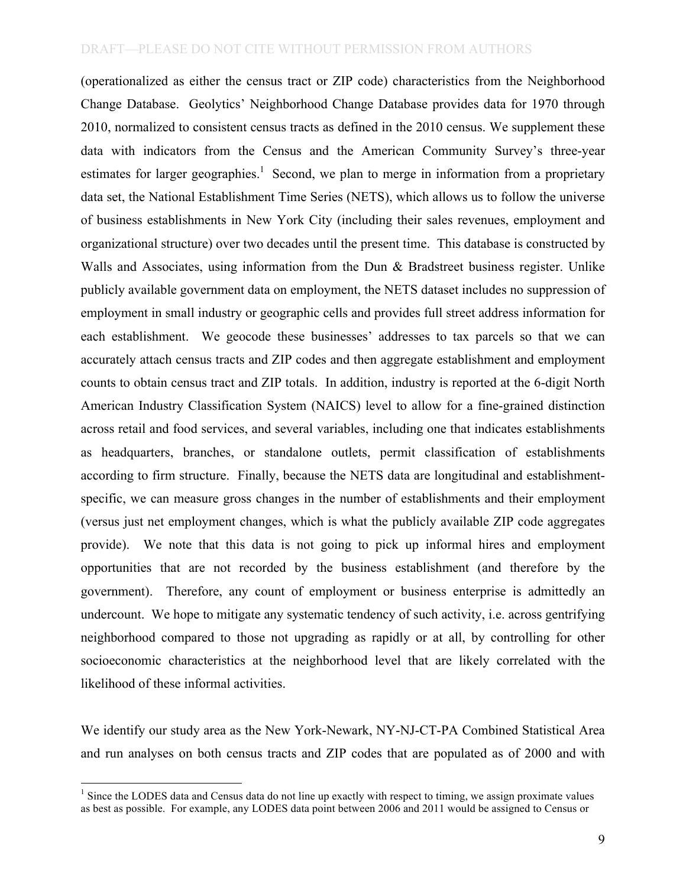(operationalized as either the census tract or ZIP code) characteristics from the Neighborhood Change Database. Geolytics' Neighborhood Change Database provides data for 1970 through 2010, normalized to consistent census tracts as defined in the 2010 census. We supplement these data with indicators from the Census and the American Community Survey's three-year estimates for larger geographies.[1] Second, we plan to merge in information from a proprietary data set, the National Establishment Time Series (NETS), which allows us to follow the universe of business establishments in New York City (including their sales revenues, employment and organizational structure) over two decades until the present time. This database is constructed by Walls and Associates, using information from the Dun & Bradstreet business register. Unlike publicly available government data on employment, the NETS dataset includes no suppression of employment in small industry or geographic cells and provides full street address information for each establishment. We geocode these businesses' addresses to tax parcels so that we can accurately attach census tracts and ZIP codes and then aggregate establishment and employment counts to obtain census tract and ZIP totals. In addition, industry is reported at the 6-digit North American Industry Classification System (NAICS) level to allow for a fine-grained distinction across retail and food services, and several variables, including one that indicates establishments as headquarters, branches, or standalone outlets, permit classification of establishments according to firm structure. Finally, because the NETS data are longitudinal and establishment-specific, we can measure gross changes in the number of establishments and their employment (versus just net employment changes, which is what the publicly available ZIP code aggregates provide). We note that this data is not going to pick up informal hires and employment opportunities that are not recorded by the business establishment (and therefore by the government). Therefore, any count of employment or business enterprise is admittedly an undercount. We hope to mitigate any systematic tendency of such activity, i.e. across gentrifying neighborhood compared to those not upgrading as rapidly or at all, by controlling for other socioeconomic characteristics at the neighborhood level that are likely correlated with the likelihood of these informal activities.

We identify our study area as the New York-Newark, NY-NJ-CT-PA Combined Statistical Area and run analyses on both census tracts and ZIP codes that are populated as of 2000 and with

[1] Since the LODES data and Census data do not line up exactly with respect to timing, we assign proximate values as best as possible. For example, any LODES data point between 2006 and 2011 would be assigned to Census or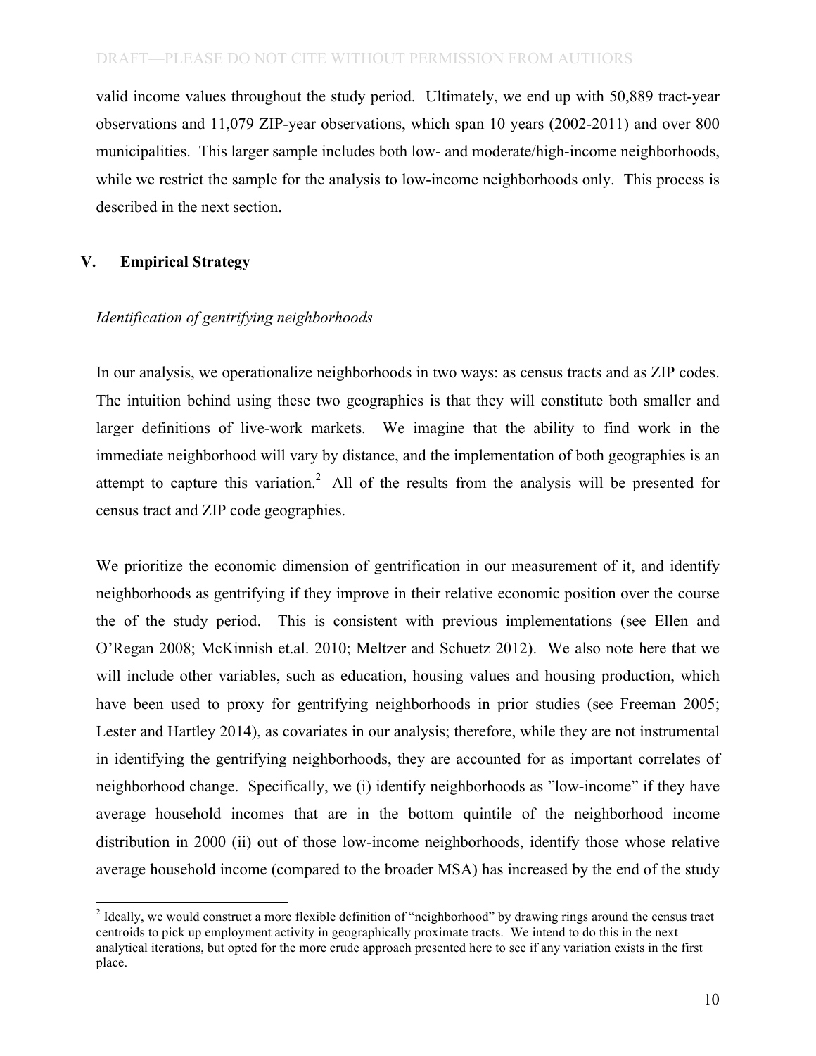valid income values throughout the study period. Ultimately, we end up with 50,889 tract-year observations and 11,079 ZIP-year observations, which span 10 years (2002-2011) and over 800 municipalities. This larger sample includes both low- and moderate/high-income neighborhoods, while we restrict the sample for the analysis to low-income neighborhoods only. This process is described in the next section.

## V. Empirical Strategy

*Identification of gentrifying neighborhoods*

In our analysis, we operationalize neighborhoods in two ways: as census tracts and as ZIP codes. The intuition behind using these two geographies is that they will constitute both smaller and larger definitions of live-work markets. We imagine that the ability to find work in the immediate neighborhood will vary by distance, and the implementation of both geographies is an attempt to capture this variation.[2] All of the results from the analysis will be presented for census tract and ZIP code geographies.

We prioritize the economic dimension of gentrification in our measurement of it, and identify neighborhoods as gentrifying if they improve in their relative economic position over the course the of the study period. This is consistent with previous implementations (see Ellen and O'Regan 2008; McKinnish et.al. 2010; Meltzer and Schuetz 2012). We also note here that we will include other variables, such as education, housing values and housing production, which have been used to proxy for gentrifying neighborhoods in prior studies (see Freeman 2005; Lester and Hartley 2014), as covariates in our analysis; therefore, while they are not instrumental in identifying the gentrifying neighborhoods, they are accounted for as important correlates of neighborhood change. Specifically, we (i) identify neighborhoods as "low-income" if they have average household incomes that are in the bottom quintile of the neighborhood income distribution in 2000 (ii) out of those low-income neighborhoods, identify those whose relative average household income (compared to the broader MSA) has increased by the end of the study

[2] Ideally, we would construct a more flexible definition of "neighborhood" by drawing rings around the census tract centroids to pick up employment activity in geographically proximate tracts. We intend to do this in the next analytical iterations, but opted for the more crude approach presented here to see if any variation exists in the first place.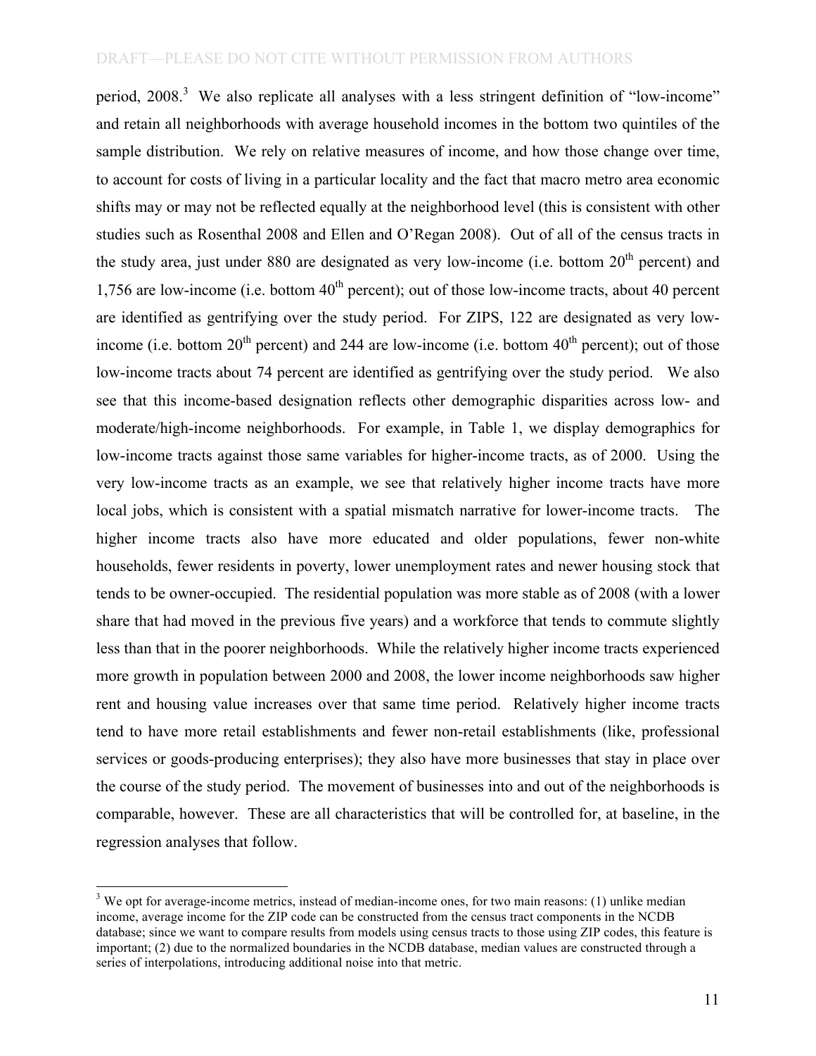period, 2008.[3] We also replicate all analyses with a less stringent definition of "low-income" and retain all neighborhoods with average household incomes in the bottom two quintiles of the sample distribution. We rely on relative measures of income, and how those change over time, to account for costs of living in a particular locality and the fact that macro metro area economic shifts may or may not be reflected equally at the neighborhood level (this is consistent with other studies such as Rosenthal 2008 and Ellen and O'Regan 2008). Out of all of the census tracts in the study area, just under 880 are designated as very low-income (i.e. bottom 20th percent) and 1,756 are low-income (i.e. bottom 40th percent); out of those low-income tracts, about 40 percent are identified as gentrifying over the study period. For ZIPS, 122 are designated as very low-income (i.e. bottom 20th percent) and 244 are low-income (i.e. bottom 40th percent); out of those low-income tracts about 74 percent are identified as gentrifying over the study period. We also see that this income-based designation reflects other demographic disparities across low- and moderate/high-income neighborhoods. For example, in Table 1, we display demographics for low-income tracts against those same variables for higher-income tracts, as of 2000. Using the very low-income tracts as an example, we see that relatively higher income tracts have more local jobs, which is consistent with a spatial mismatch narrative for lower-income tracts. The higher income tracts also have more educated and older populations, fewer non-white households, fewer residents in poverty, lower unemployment rates and newer housing stock that tends to be owner-occupied. The residential population was more stable as of 2008 (with a lower share that had moved in the previous five years) and a workforce that tends to commute slightly less than that in the poorer neighborhoods. While the relatively higher income tracts experienced more growth in population between 2000 and 2008, the lower income neighborhoods saw higher rent and housing value increases over that same time period. Relatively higher income tracts tend to have more retail establishments and fewer non-retail establishments (like, professional services or goods-producing enterprises); they also have more businesses that stay in place over the course of the study period. The movement of businesses into and out of the neighborhoods is comparable, however. These are all characteristics that will be controlled for, at baseline, in the regression analyses that follow.

[3] We opt for average-income metrics, instead of median-income ones, for two main reasons: (1) unlike median income, average income for the ZIP code can be constructed from the census tract components in the NCDB database; since we want to compare results from models using census tracts to those using ZIP codes, this feature is important; (2) due to the normalized boundaries in the NCDB database, median values are constructed through a series of interpolations, introducing additional noise into that metric.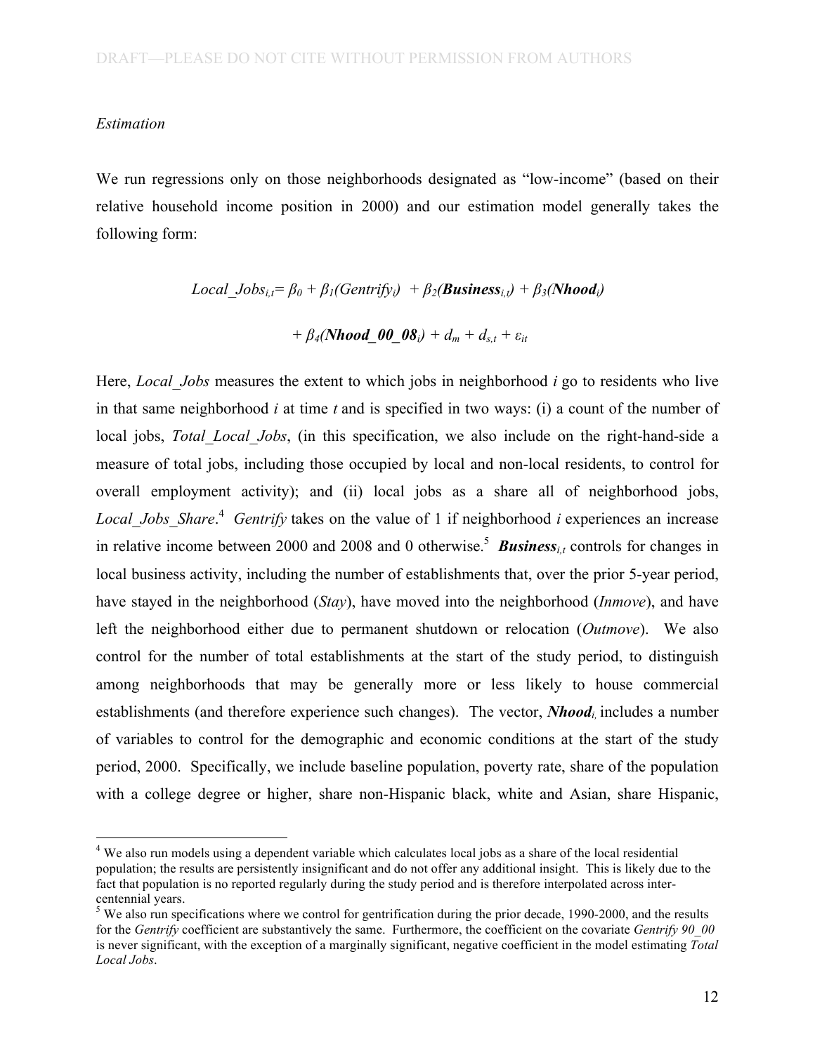*Estimation*

We run regressions only on those neighborhoods designated as "low-income" (based on their relative household income position in 2000) and our estimation model generally takes the following form:

$$Local\_Jobs_{i,t} = \beta_0 + \beta_1(Gentrify_i) + \beta_2(\boldsymbol{Business}_{i,t}) + \beta_3(\boldsymbol{Nhood}_i)$$

$$+ \beta_4(\boldsymbol{Nhood\_00\_08}_i) + d_m + d_{s,t} + \varepsilon_{it}$$

Here, *Local_Jobs* measures the extent to which jobs in neighborhood $i$ go to residents who live in that same neighborhood $i$ at time $t$ and is specified in two ways: (i) a count of the number of local jobs, *Total_Local_Jobs*, (in this specification, we also include on the right-hand-side a measure of total jobs, including those occupied by local and non-local residents, to control for overall employment activity); and (ii) local jobs as a share all of neighborhood jobs, *Local_Jobs_Share*.[4] *Gentrify* takes on the value of 1 if neighborhood $i$ experiences an increase in relative income between 2000 and 2008 and 0 otherwise.[5] $\boldsymbol{Business}_{i,t}$ controls for changes in local business activity, including the number of establishments that, over the prior 5-year period, have stayed in the neighborhood (*Stay*), have moved into the neighborhood (*Inmove*), and have left the neighborhood either due to permanent shutdown or relocation (*Outmove*). We also control for the number of total establishments at the start of the study period, to distinguish among neighborhoods that may be generally more or less likely to house commercial establishments (and therefore experience such changes). The vector, $\boldsymbol{Nhood}_{i,}$ includes a number of variables to control for the demographic and economic conditions at the start of the study period, 2000. Specifically, we include baseline population, poverty rate, share of the population with a college degree or higher, share non-Hispanic black, white and Asian, share Hispanic,

---

[4] We also run models using a dependent variable which calculates local jobs as a share of the local residential population; the results are persistently insignificant and do not offer any additional insight. This is likely due to the fact that population is no reported regularly during the study period and is therefore interpolated across inter-centennial years.

[5] We also run specifications where we control for gentrification during the prior decade, 1990-2000, and the results for the *Gentrify* coefficient are substantively the same. Furthermore, the coefficient on the covariate *Gentrify 90_00* is never significant, with the exception of a marginally significant, negative coefficient in the model estimating *Total Local Jobs*.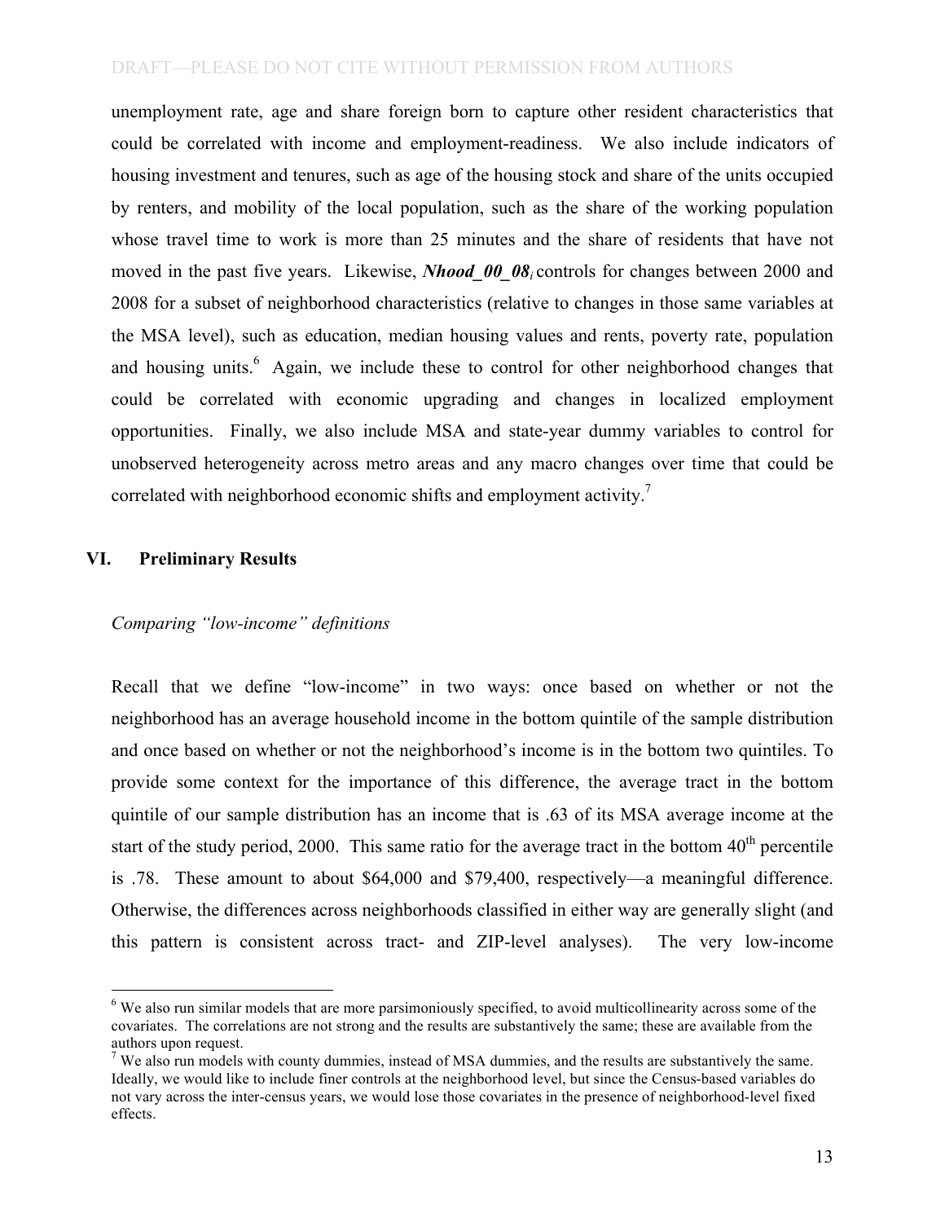unemployment rate, age and share foreign born to capture other resident characteristics that could be correlated with income and employment-readiness. We also include indicators of housing investment and tenures, such as age of the housing stock and share of the units occupied by renters, and mobility of the local population, such as the share of the working population whose travel time to work is more than 25 minutes and the share of residents that have not moved in the past five years. Likewise, $\boldsymbol{Nhood\_00\_08_i}$ controls for changes between 2000 and 2008 for a subset of neighborhood characteristics (relative to changes in those same variables at the MSA level), such as education, median housing values and rents, poverty rate, population and housing units.[6] Again, we include these to control for other neighborhood changes that could be correlated with economic upgrading and changes in localized employment opportunities. Finally, we also include MSA and state-year dummy variables to control for unobserved heterogeneity across metro areas and any macro changes over time that could be correlated with neighborhood economic shifts and employment activity.[7]

## VI. Preliminary Results

*Comparing "low-income" definitions*

Recall that we define "low-income" in two ways: once based on whether or not the neighborhood has an average household income in the bottom quintile of the sample distribution and once based on whether or not the neighborhood's income is in the bottom two quintiles. To provide some context for the importance of this difference, the average tract in the bottom quintile of our sample distribution has an income that is .63 of its MSA average income at the start of the study period, 2000. This same ratio for the average tract in the bottom 40th percentile is .78. These amount to about \$64,000 and \$79,400, respectively—a meaningful difference. Otherwise, the differences across neighborhoods classified in either way are generally slight (and this pattern is consistent across tract- and ZIP-level analyses). The very low-income

---

[6] We also run similar models that are more parsimoniously specified, to avoid multicollinearity across some of the covariates. The correlations are not strong and the results are substantively the same; these are available from the authors upon request.

[7] We also run models with county dummies, instead of MSA dummies, and the results are substantively the same. Ideally, we would like to include finer controls at the neighborhood level, but since the Census-based variables do not vary across the inter-census years, we would lose those covariates in the presence of neighborhood-level fixed effects.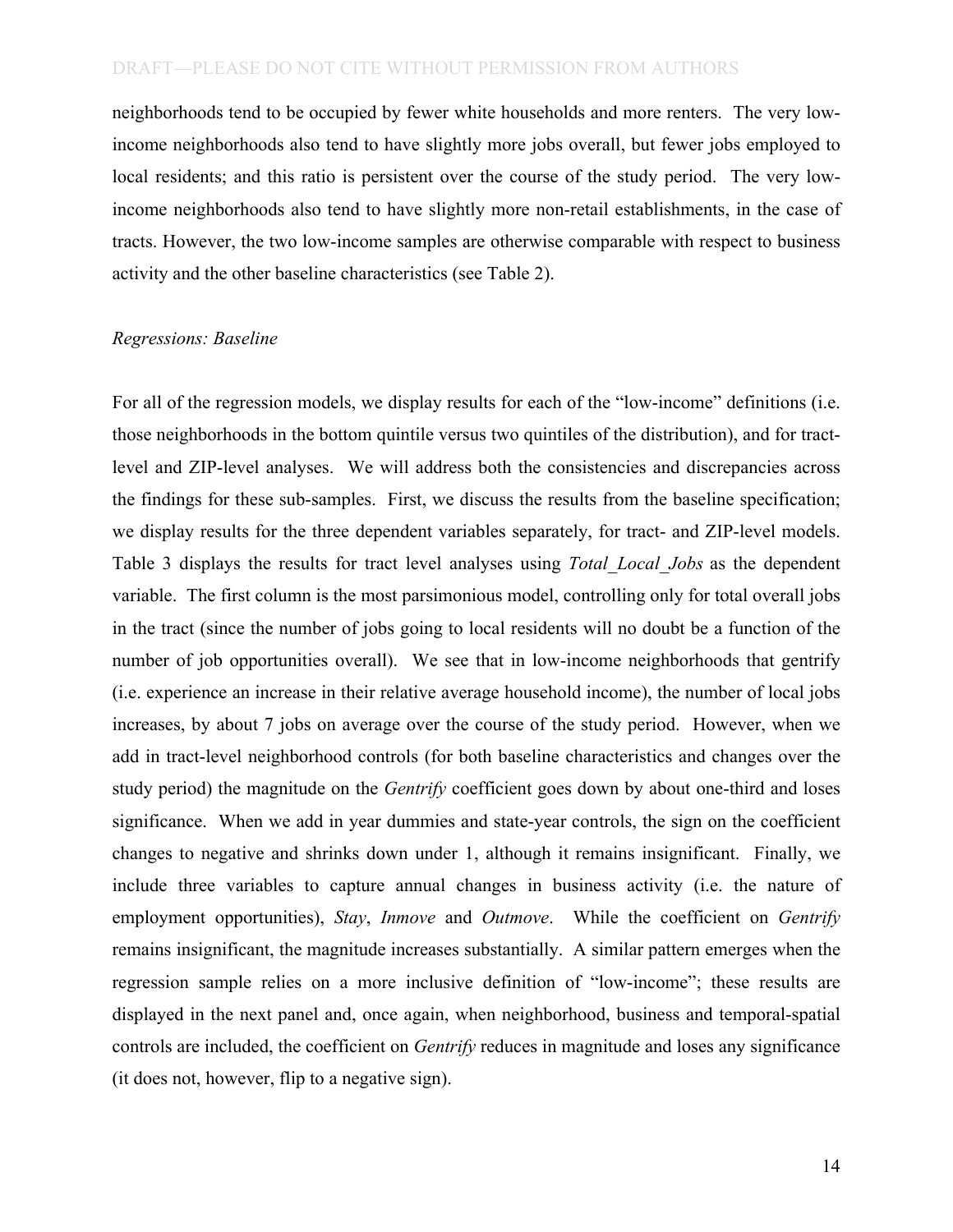neighborhoods tend to be occupied by fewer white households and more renters. The very low-income neighborhoods also tend to have slightly more jobs overall, but fewer jobs employed to local residents; and this ratio is persistent over the course of the study period. The very low-income neighborhoods also tend to have slightly more non-retail establishments, in the case of tracts. However, the two low-income samples are otherwise comparable with respect to business activity and the other baseline characteristics (see Table 2).

*Regressions: Baseline*

For all of the regression models, we display results for each of the "low-income" definitions (i.e. those neighborhoods in the bottom quintile versus two quintiles of the distribution), and for tract-level and ZIP-level analyses. We will address both the consistencies and discrepancies across the findings for these sub-samples. First, we discuss the results from the baseline specification; we display results for the three dependent variables separately, for tract- and ZIP-level models. Table 3 displays the results for tract level analyses using *Total_Local_Jobs* as the dependent variable. The first column is the most parsimonious model, controlling only for total overall jobs in the tract (since the number of jobs going to local residents will no doubt be a function of the number of job opportunities overall). We see that in low-income neighborhoods that gentrify (i.e. experience an increase in their relative average household income), the number of local jobs increases, by about 7 jobs on average over the course of the study period. However, when we add in tract-level neighborhood controls (for both baseline characteristics and changes over the study period) the magnitude on the *Gentrify* coefficient goes down by about one-third and loses significance. When we add in year dummies and state-year controls, the sign on the coefficient changes to negative and shrinks down under 1, although it remains insignificant. Finally, we include three variables to capture annual changes in business activity (i.e. the nature of employment opportunities), *Stay*, *Inmove* and *Outmove*. While the coefficient on *Gentrify* remains insignificant, the magnitude increases substantially. A similar pattern emerges when the regression sample relies on a more inclusive definition of "low-income"; these results are displayed in the next panel and, once again, when neighborhood, business and temporal-spatial controls are included, the coefficient on *Gentrify* reduces in magnitude and loses any significance (it does not, however, flip to a negative sign).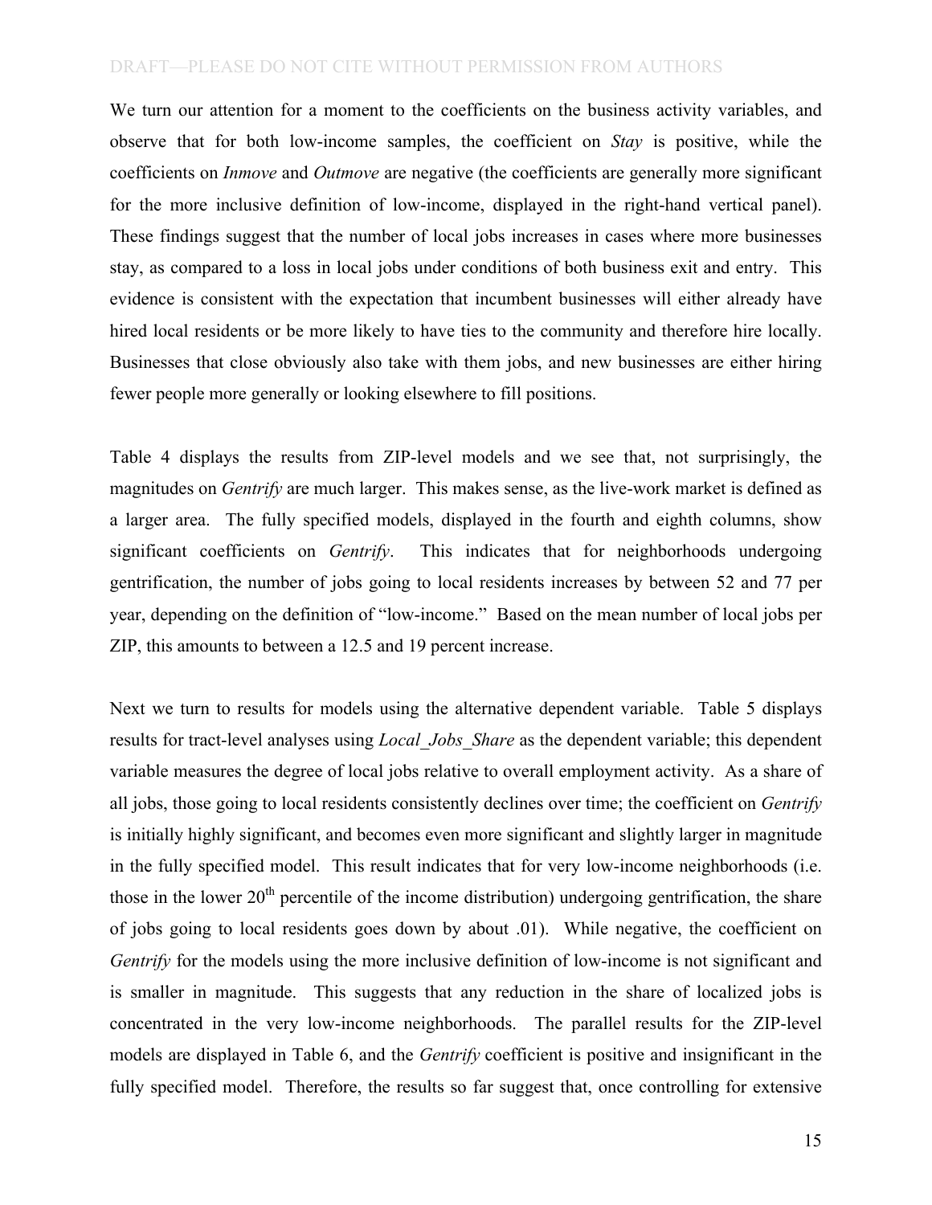We turn our attention for a moment to the coefficients on the business activity variables, and observe that for both low-income samples, the coefficient on *Stay* is positive, while the coefficients on *Inmove* and *Outmove* are negative (the coefficients are generally more significant for the more inclusive definition of low-income, displayed in the right-hand vertical panel). These findings suggest that the number of local jobs increases in cases where more businesses stay, as compared to a loss in local jobs under conditions of both business exit and entry. This evidence is consistent with the expectation that incumbent businesses will either already have hired local residents or be more likely to have ties to the community and therefore hire locally. Businesses that close obviously also take with them jobs, and new businesses are either hiring fewer people more generally or looking elsewhere to fill positions.

Table 4 displays the results from ZIP-level models and we see that, not surprisingly, the magnitudes on *Gentrify* are much larger. This makes sense, as the live-work market is defined as a larger area. The fully specified models, displayed in the fourth and eighth columns, show significant coefficients on *Gentrify*. This indicates that for neighborhoods undergoing gentrification, the number of jobs going to local residents increases by between 52 and 77 per year, depending on the definition of "low-income." Based on the mean number of local jobs per ZIP, this amounts to between a 12.5 and 19 percent increase.

Next we turn to results for models using the alternative dependent variable. Table 5 displays results for tract-level analyses using *Local_Jobs_Share* as the dependent variable; this dependent variable measures the degree of local jobs relative to overall employment activity. As a share of all jobs, those going to local residents consistently declines over time; the coefficient on *Gentrify* is initially highly significant, and becomes even more significant and slightly larger in magnitude in the fully specified model. This result indicates that for very low-income neighborhoods (i.e. those in the lower 20th percentile of the income distribution) undergoing gentrification, the share of jobs going to local residents goes down by about .01). While negative, the coefficient on *Gentrify* for the models using the more inclusive definition of low-income is not significant and is smaller in magnitude. This suggests that any reduction in the share of localized jobs is concentrated in the very low-income neighborhoods. The parallel results for the ZIP-level models are displayed in Table 6, and the *Gentrify* coefficient is positive and insignificant in the fully specified model. Therefore, the results so far suggest that, once controlling for extensive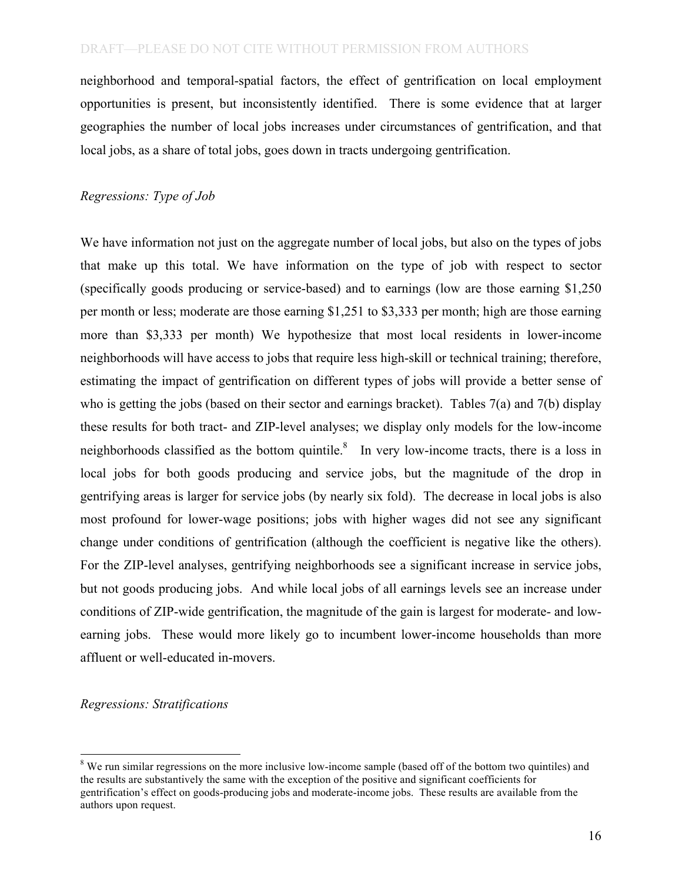neighborhood and temporal-spatial factors, the effect of gentrification on local employment opportunities is present, but inconsistently identified. There is some evidence that at larger geographies the number of local jobs increases under circumstances of gentrification, and that local jobs, as a share of total jobs, goes down in tracts undergoing gentrification.

*Regressions: Type of Job*

We have information not just on the aggregate number of local jobs, but also on the types of jobs that make up this total. We have information on the type of job with respect to sector (specifically goods producing or service-based) and to earnings (low are those earning $1,250 per month or less; moderate are those earning $1,251 to $3,333 per month; high are those earning more than $3,333 per month) We hypothesize that most local residents in lower-income neighborhoods will have access to jobs that require less high-skill or technical training; therefore, estimating the impact of gentrification on different types of jobs will provide a better sense of who is getting the jobs (based on their sector and earnings bracket). Tables 7(a) and 7(b) display these results for both tract- and ZIP-level analyses; we display only models for the low-income neighborhoods classified as the bottom quintile.[8] In very low-income tracts, there is a loss in local jobs for both goods producing and service jobs, but the magnitude of the drop in gentrifying areas is larger for service jobs (by nearly six fold). The decrease in local jobs is also most profound for lower-wage positions; jobs with higher wages did not see any significant change under conditions of gentrification (although the coefficient is negative like the others). For the ZIP-level analyses, gentrifying neighborhoods see a significant increase in service jobs, but not goods producing jobs. And while local jobs of all earnings levels see an increase under conditions of ZIP-wide gentrification, the magnitude of the gain is largest for moderate- and low-earning jobs. These would more likely go to incumbent lower-income households than more affluent or well-educated in-movers.

*Regressions: Stratifications*

[8] We run similar regressions on the more inclusive low-income sample (based off of the bottom two quintiles) and the results are substantively the same with the exception of the positive and significant coefficients for gentrification's effect on goods-producing jobs and moderate-income jobs. These results are available from the authors upon request.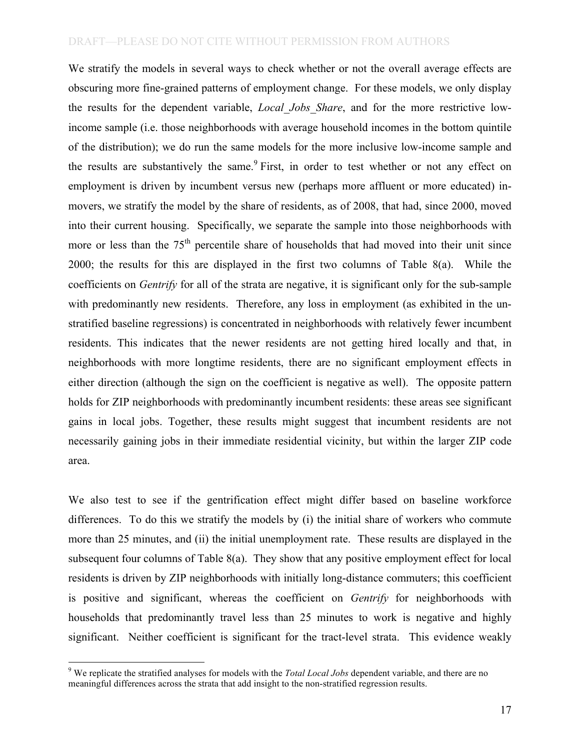We stratify the models in several ways to check whether or not the overall average effects are obscuring more fine-grained patterns of employment change. For these models, we only display the results for the dependent variable, *Local_Jobs_Share*, and for the more restrictive low-income sample (i.e. those neighborhoods with average household incomes in the bottom quintile of the distribution); we do run the same models for the more inclusive low-income sample and the results are substantively the same.[9] First, in order to test whether or not any effect on employment is driven by incumbent versus new (perhaps more affluent or more educated) in-movers, we stratify the model by the share of residents, as of 2008, that had, since 2000, moved into their current housing. Specifically, we separate the sample into those neighborhoods with more or less than the 75$^{th}$ percentile share of households that had moved into their unit since 2000; the results for this are displayed in the first two columns of Table 8(a). While the coefficients on *Gentrify* for all of the strata are negative, it is significant only for the sub-sample with predominantly new residents. Therefore, any loss in employment (as exhibited in the un-stratified baseline regressions) is concentrated in neighborhoods with relatively fewer incumbent residents. This indicates that the newer residents are not getting hired locally and that, in neighborhoods with more longtime residents, there are no significant employment effects in either direction (although the sign on the coefficient is negative as well). The opposite pattern holds for ZIP neighborhoods with predominantly incumbent residents: these areas see significant gains in local jobs. Together, these results might suggest that incumbent residents are not necessarily gaining jobs in their immediate residential vicinity, but within the larger ZIP code area.

We also test to see if the gentrification effect might differ based on baseline workforce differences. To do this we stratify the models by (i) the initial share of workers who commute more than 25 minutes, and (ii) the initial unemployment rate. These results are displayed in the subsequent four columns of Table 8(a). They show that any positive employment effect for local residents is driven by ZIP neighborhoods with initially long-distance commuters; this coefficient is positive and significant, whereas the coefficient on *Gentrify* for neighborhoods with households that predominantly travel less than 25 minutes to work is negative and highly significant. Neither coefficient is significant for the tract-level strata. This evidence weakly

[9] We replicate the stratified analyses for models with the *Total Local Jobs* dependent variable, and there are no meaningful differences across the strata that add insight to the non-stratified regression results.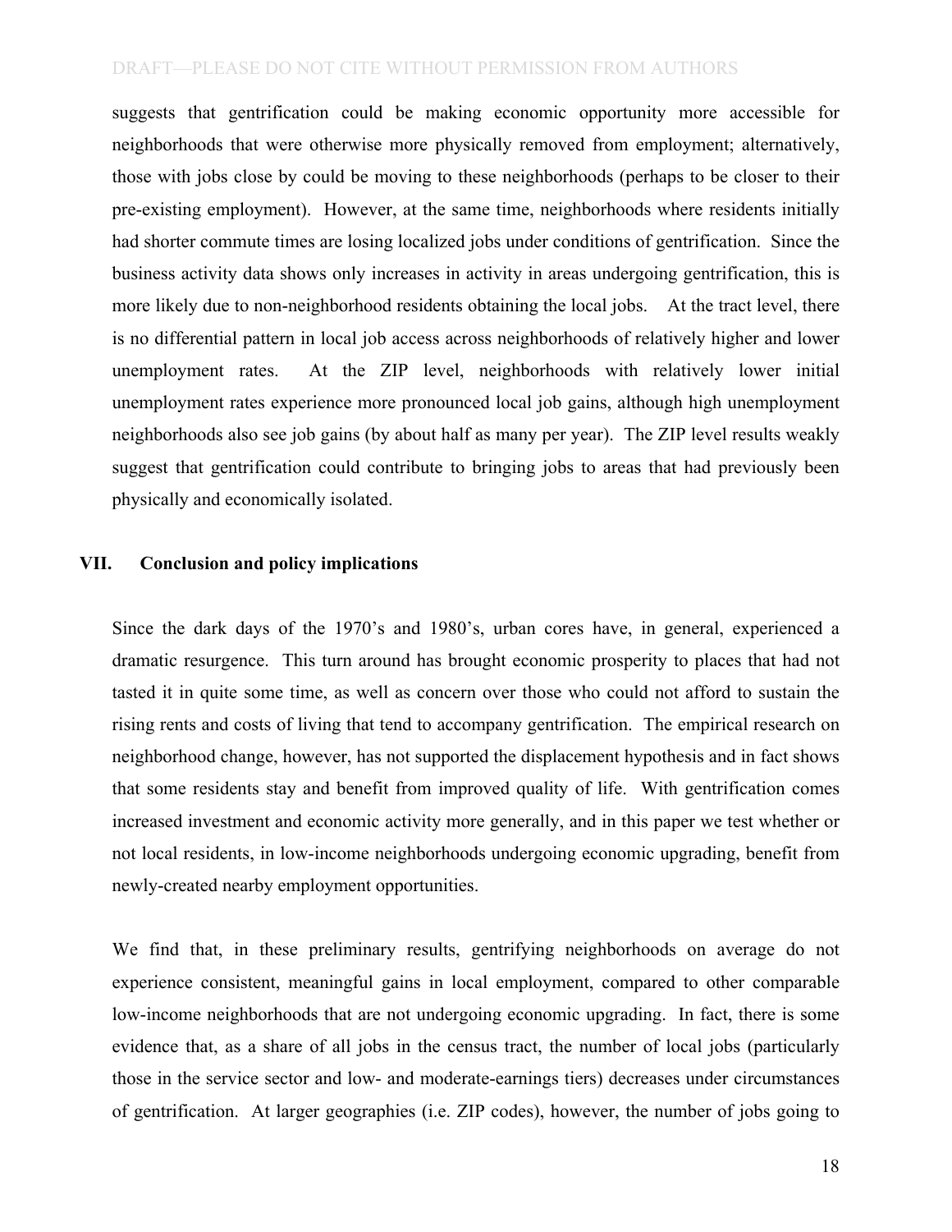suggests that gentrification could be making economic opportunity more accessible for neighborhoods that were otherwise more physically removed from employment; alternatively, those with jobs close by could be moving to these neighborhoods (perhaps to be closer to their pre-existing employment). However, at the same time, neighborhoods where residents initially had shorter commute times are losing localized jobs under conditions of gentrification. Since the business activity data shows only increases in activity in areas undergoing gentrification, this is more likely due to non-neighborhood residents obtaining the local jobs. At the tract level, there is no differential pattern in local job access across neighborhoods of relatively higher and lower unemployment rates. At the ZIP level, neighborhoods with relatively lower initial unemployment rates experience more pronounced local job gains, although high unemployment neighborhoods also see job gains (by about half as many per year). The ZIP level results weakly suggest that gentrification could contribute to bringing jobs to areas that had previously been physically and economically isolated.

## VII. Conclusion and policy implications

Since the dark days of the 1970's and 1980's, urban cores have, in general, experienced a dramatic resurgence. This turn around has brought economic prosperity to places that had not tasted it in quite some time, as well as concern over those who could not afford to sustain the rising rents and costs of living that tend to accompany gentrification. The empirical research on neighborhood change, however, has not supported the displacement hypothesis and in fact shows that some residents stay and benefit from improved quality of life. With gentrification comes increased investment and economic activity more generally, and in this paper we test whether or not local residents, in low-income neighborhoods undergoing economic upgrading, benefit from newly-created nearby employment opportunities.

We find that, in these preliminary results, gentrifying neighborhoods on average do not experience consistent, meaningful gains in local employment, compared to other comparable low-income neighborhoods that are not undergoing economic upgrading. In fact, there is some evidence that, as a share of all jobs in the census tract, the number of local jobs (particularly those in the service sector and low- and moderate-earnings tiers) decreases under circumstances of gentrification. At larger geographies (i.e. ZIP codes), however, the number of jobs going to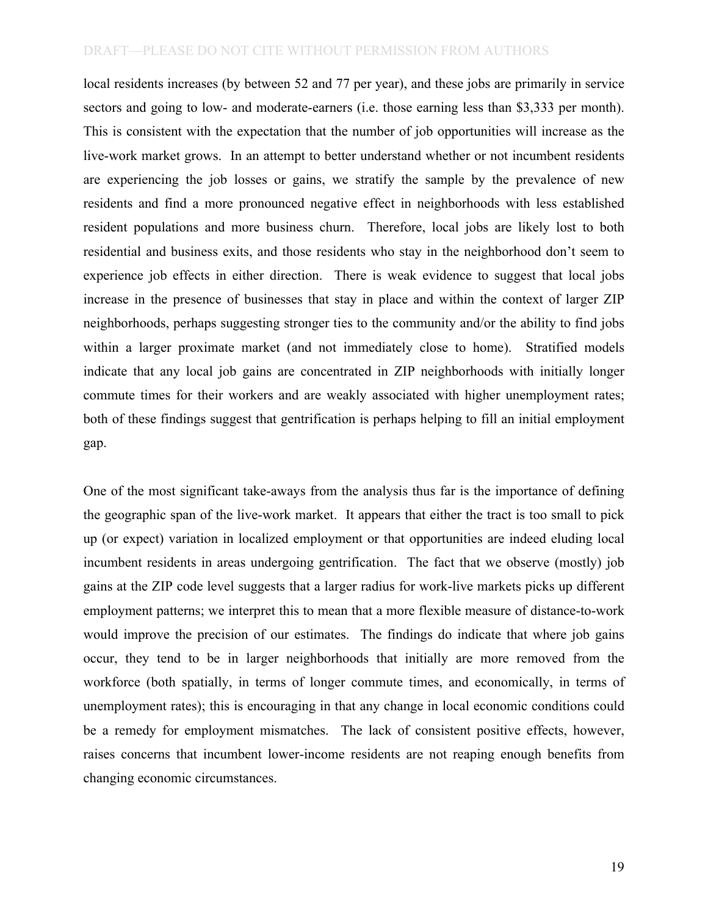local residents increases (by between 52 and 77 per year), and these jobs are primarily in service sectors and going to low- and moderate-earners (i.e. those earning less than $3,333 per month). This is consistent with the expectation that the number of job opportunities will increase as the live-work market grows. In an attempt to better understand whether or not incumbent residents are experiencing the job losses or gains, we stratify the sample by the prevalence of new residents and find a more pronounced negative effect in neighborhoods with less established resident populations and more business churn. Therefore, local jobs are likely lost to both residential and business exits, and those residents who stay in the neighborhood don't seem to experience job effects in either direction. There is weak evidence to suggest that local jobs increase in the presence of businesses that stay in place and within the context of larger ZIP neighborhoods, perhaps suggesting stronger ties to the community and/or the ability to find jobs within a larger proximate market (and not immediately close to home). Stratified models indicate that any local job gains are concentrated in ZIP neighborhoods with initially longer commute times for their workers and are weakly associated with higher unemployment rates; both of these findings suggest that gentrification is perhaps helping to fill an initial employment gap.

One of the most significant take-aways from the analysis thus far is the importance of defining the geographic span of the live-work market. It appears that either the tract is too small to pick up (or expect) variation in localized employment or that opportunities are indeed eluding local incumbent residents in areas undergoing gentrification. The fact that we observe (mostly) job gains at the ZIP code level suggests that a larger radius for work-live markets picks up different employment patterns; we interpret this to mean that a more flexible measure of distance-to-work would improve the precision of our estimates. The findings do indicate that where job gains occur, they tend to be in larger neighborhoods that initially are more removed from the workforce (both spatially, in terms of longer commute times, and economically, in terms of unemployment rates); this is encouraging in that any change in local economic conditions could be a remedy for employment mismatches. The lack of consistent positive effects, however, raises concerns that incumbent lower-income residents are not reaping enough benefits from changing economic circumstances.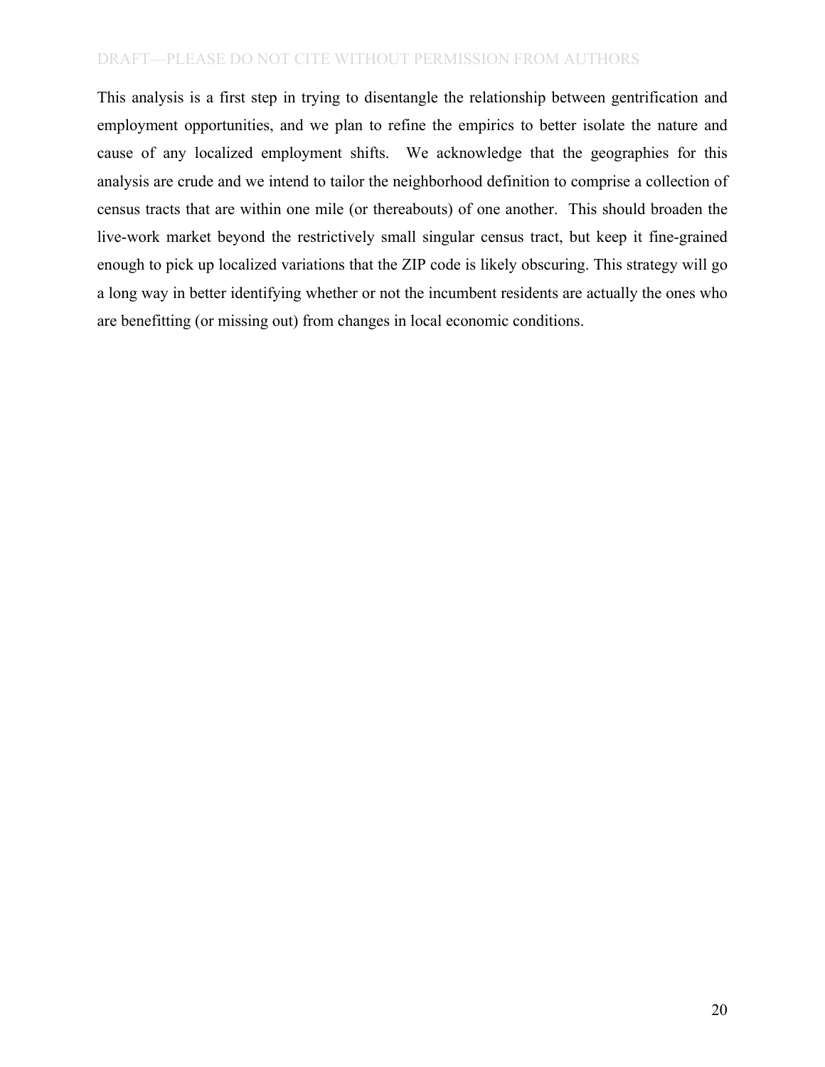This analysis is a first step in trying to disentangle the relationship between gentrification and employment opportunities, and we plan to refine the empirics to better isolate the nature and cause of any localized employment shifts. We acknowledge that the geographies for this analysis are crude and we intend to tailor the neighborhood definition to comprise a collection of census tracts that are within one mile (or thereabouts) of one another. This should broaden the live-work market beyond the restrictively small singular census tract, but keep it fine-grained enough to pick up localized variations that the ZIP code is likely obscuring. This strategy will go a long way in better identifying whether or not the incumbent residents are actually the ones who are benefitting (or missing out) from changes in local economic conditions.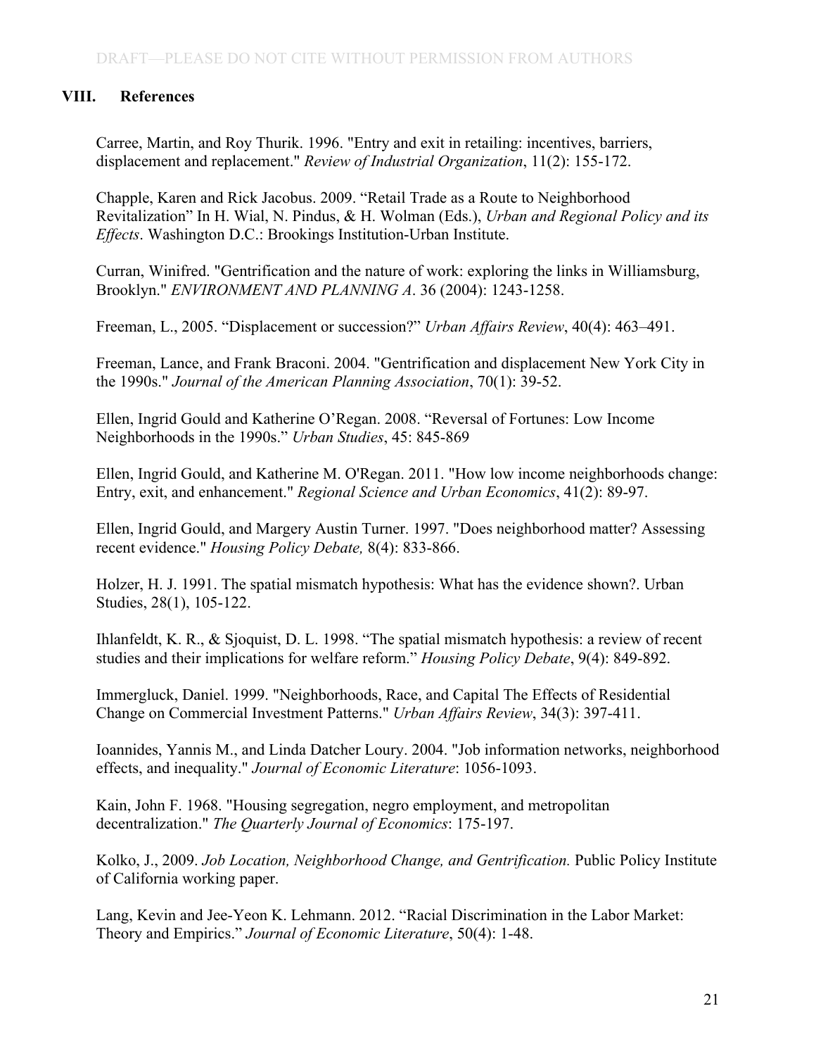## VIII. References

Carree, Martin, and Roy Thurik. 1996. "Entry and exit in retailing: incentives, barriers, displacement and replacement." *Review of Industrial Organization*, 11(2): 155-172.

Chapple, Karen and Rick Jacobus. 2009. "Retail Trade as a Route to Neighborhood Revitalization" In H. Wial, N. Pindus, & H. Wolman (Eds.), *Urban and Regional Policy and its Effects*. Washington D.C.: Brookings Institution-Urban Institute.

Curran, Winifred. "Gentrification and the nature of work: exploring the links in Williamsburg, Brooklyn." *ENVIRONMENT AND PLANNING A*. 36 (2004): 1243-1258.

Freeman, L., 2005. "Displacement or succession?" *Urban Affairs Review*, 40(4): 463–491.

Freeman, Lance, and Frank Braconi. 2004. "Gentrification and displacement New York City in the 1990s." *Journal of the American Planning Association*, 70(1): 39-52.

Ellen, Ingrid Gould and Katherine O'Regan. 2008. "Reversal of Fortunes: Low Income Neighborhoods in the 1990s." *Urban Studies*, 45: 845-869

Ellen, Ingrid Gould, and Katherine M. O'Regan. 2011. "How low income neighborhoods change: Entry, exit, and enhancement." *Regional Science and Urban Economics*, 41(2): 89-97.

Ellen, Ingrid Gould, and Margery Austin Turner. 1997. "Does neighborhood matter? Assessing recent evidence." *Housing Policy Debate,* 8(4): 833-866.

Holzer, H. J. 1991. The spatial mismatch hypothesis: What has the evidence shown?. Urban Studies, 28(1), 105-122.

Ihlanfeldt, K. R., & Sjoquist, D. L. 1998. "The spatial mismatch hypothesis: a review of recent studies and their implications for welfare reform." *Housing Policy Debate*, 9(4): 849-892.

Immergluck, Daniel. 1999. "Neighborhoods, Race, and Capital The Effects of Residential Change on Commercial Investment Patterns." *Urban Affairs Review*, 34(3): 397-411.

Ioannides, Yannis M., and Linda Datcher Loury. 2004. "Job information networks, neighborhood effects, and inequality." *Journal of Economic Literature*: 1056-1093.

Kain, John F. 1968. "Housing segregation, negro employment, and metropolitan decentralization." *The Quarterly Journal of Economics*: 175-197.

Kolko, J., 2009. *Job Location, Neighborhood Change, and Gentrification.* Public Policy Institute of California working paper.

Lang, Kevin and Jee-Yeon K. Lehmann. 2012. "Racial Discrimination in the Labor Market: Theory and Empirics." *Journal of Economic Literature*, 50(4): 1-48.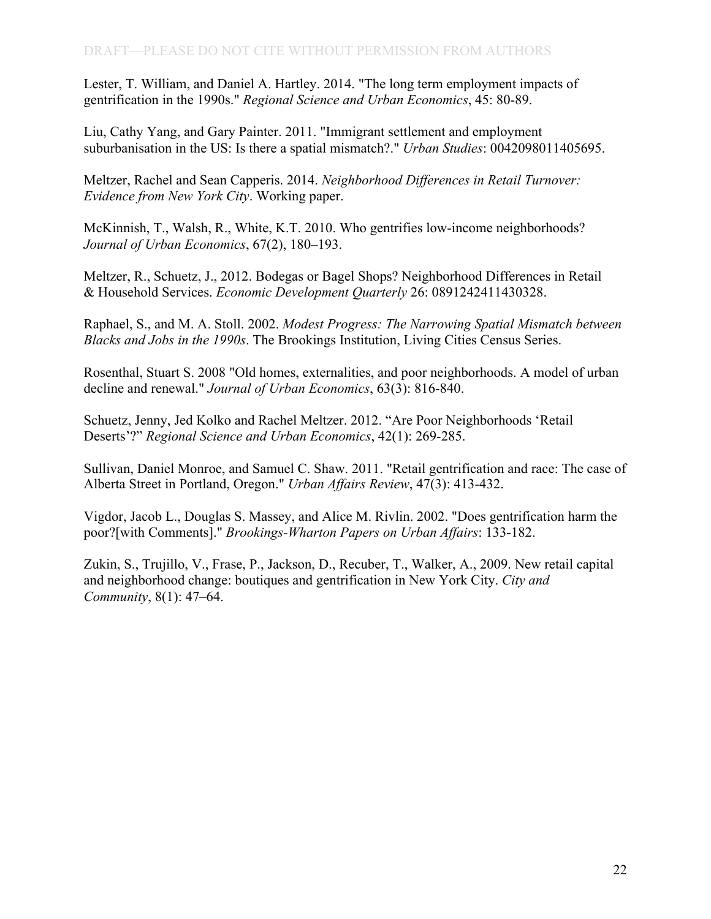Lester, T. William, and Daniel A. Hartley. 2014. "The long term employment impacts of gentrification in the 1990s." *Regional Science and Urban Economics*, 45: 80-89.

Liu, Cathy Yang, and Gary Painter. 2011. "Immigrant settlement and employment suburbanisation in the US: Is there a spatial mismatch?." *Urban Studies*: 0042098011405695.

Meltzer, Rachel and Sean Capperis. 2014. *Neighborhood Differences in Retail Turnover: Evidence from New York City*. Working paper.

McKinnish, T., Walsh, R., White, K.T. 2010. Who gentrifies low-income neighborhoods? *Journal of Urban Economics*, 67(2), 180–193.

Meltzer, R., Schuetz, J., 2012. Bodegas or Bagel Shops? Neighborhood Differences in Retail & Household Services. *Economic Development Quarterly* 26: 0891242411430328.

Raphael, S., and M. A. Stoll. 2002. *Modest Progress: The Narrowing Spatial Mismatch between Blacks and Jobs in the 1990s*. The Brookings Institution, Living Cities Census Series.

Rosenthal, Stuart S. 2008 "Old homes, externalities, and poor neighborhoods. A model of urban decline and renewal." *Journal of Urban Economics*, 63(3): 816-840.

Schuetz, Jenny, Jed Kolko and Rachel Meltzer. 2012. "Are Poor Neighborhoods 'Retail Deserts'?" *Regional Science and Urban Economics*, 42(1): 269-285.

Sullivan, Daniel Monroe, and Samuel C. Shaw. 2011. "Retail gentrification and race: The case of Alberta Street in Portland, Oregon." *Urban Affairs Review*, 47(3): 413-432.

Vigdor, Jacob L., Douglas S. Massey, and Alice M. Rivlin. 2002. "Does gentrification harm the poor?[with Comments]." *Brookings-Wharton Papers on Urban Affairs*: 133-182.

Zukin, S., Trujillo, V., Frase, P., Jackson, D., Recuber, T., Walker, A., 2009. New retail capital and neighborhood change: boutiques and gentrification in New York City. *City and Community*, 8(1): 47–64.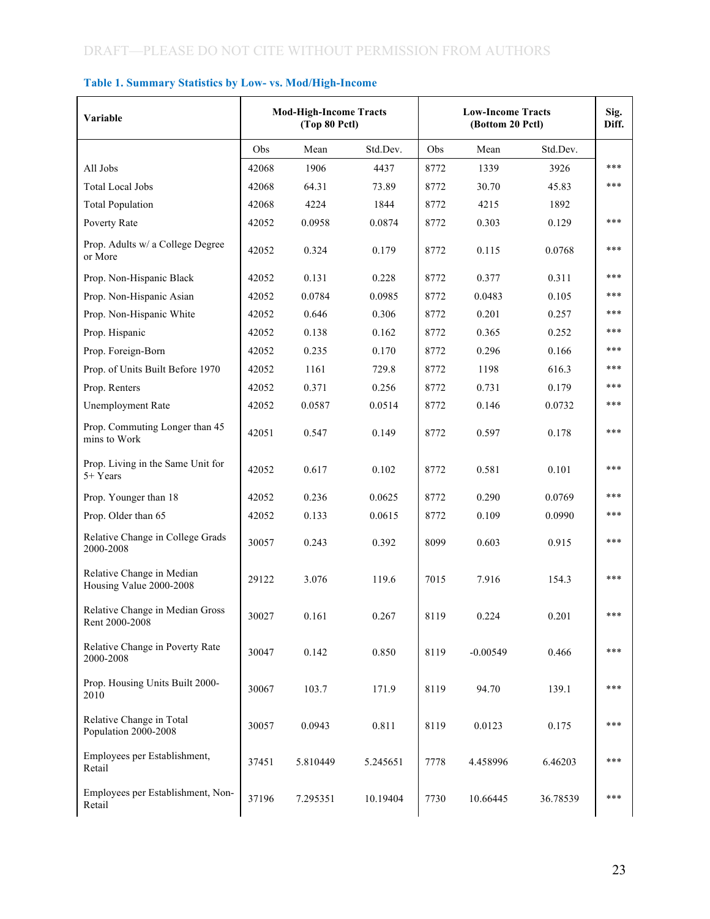DRAFT—PLEASE DO NOT CITE WITHOUT PERMISSION FROM AUTHORS

**Table 1. Summary Statistics by Low- vs. Mod/High-Income**

| Variable | Mod-High-Income Tracts (Top 80 Pctl) | | | Low-Income Tracts (Bottom 20 Pctl) | | | Sig. Diff. |
|---|---|---|---|---|---|---|---|
| | Obs | Mean | Std.Dev. | Obs | Mean | Std.Dev. | |
| All Jobs | 42068 | 1906 | 4437 | 8772 | 1339 | 3926 | *** |
| Total Local Jobs | 42068 | 64.31 | 73.89 | 8772 | 30.70 | 45.83 | *** |
| Total Population | 42068 | 4224 | 1844 | 8772 | 4215 | 1892 | |
| Poverty Rate | 42052 | 0.0958 | 0.0874 | 8772 | 0.303 | 0.129 | *** |
| Prop. Adults w/ a College Degree or More | 42052 | 0.324 | 0.179 | 8772 | 0.115 | 0.0768 | *** |
| Prop. Non-Hispanic Black | 42052 | 0.131 | 0.228 | 8772 | 0.377 | 0.311 | *** |
| Prop. Non-Hispanic Asian | 42052 | 0.0784 | 0.0985 | 8772 | 0.0483 | 0.105 | *** |
| Prop. Non-Hispanic White | 42052 | 0.646 | 0.306 | 8772 | 0.201 | 0.257 | *** |
| Prop. Hispanic | 42052 | 0.138 | 0.162 | 8772 | 0.365 | 0.252 | *** |
| Prop. Foreign-Born | 42052 | 0.235 | 0.170 | 8772 | 0.296 | 0.166 | *** |
| Prop. of Units Built Before 1970 | 42052 | 1161 | 729.8 | 8772 | 1198 | 616.3 | *** |
| Prop. Renters | 42052 | 0.371 | 0.256 | 8772 | 0.731 | 0.179 | *** |
| Unemployment Rate | 42052 | 0.0587 | 0.0514 | 8772 | 0.146 | 0.0732 | *** |
| Prop. Commuting Longer than 45 mins to Work | 42051 | 0.547 | 0.149 | 8772 | 0.597 | 0.178 | *** |
| Prop. Living in the Same Unit for 5+ Years | 42052 | 0.617 | 0.102 | 8772 | 0.581 | 0.101 | *** |
| Prop. Younger than 18 | 42052 | 0.236 | 0.0625 | 8772 | 0.290 | 0.0769 | *** |
| Prop. Older than 65 | 42052 | 0.133 | 0.0615 | 8772 | 0.109 | 0.0990 | *** |
| Relative Change in College Grads 2000-2008 | 30057 | 0.243 | 0.392 | 8099 | 0.603 | 0.915 | *** |
| Relative Change in Median Housing Value 2000-2008 | 29122 | 3.076 | 119.6 | 7015 | 7.916 | 154.3 | *** |
| Relative Change in Median Gross Rent 2000-2008 | 30027 | 0.161 | 0.267 | 8119 | 0.224 | 0.201 | *** |
| Relative Change in Poverty Rate 2000-2008 | 30047 | 0.142 | 0.850 | 8119 | -0.00549 | 0.466 | *** |
| Prop. Housing Units Built 2000-2010 | 30067 | 103.7 | 171.9 | 8119 | 94.70 | 139.1 | *** |
| Relative Change in Total Population 2000-2008 | 30057 | 0.0943 | 0.811 | 8119 | 0.0123 | 0.175 | *** |
| Employees per Establishment, Retail | 37451 | 5.810449 | 5.245651 | 7778 | 4.458996 | 6.46203 | *** |
| Employees per Establishment, Non-Retail | 37196 | 7.295351 | 10.19404 | 7730 | 10.66445 | 36.78539 | *** |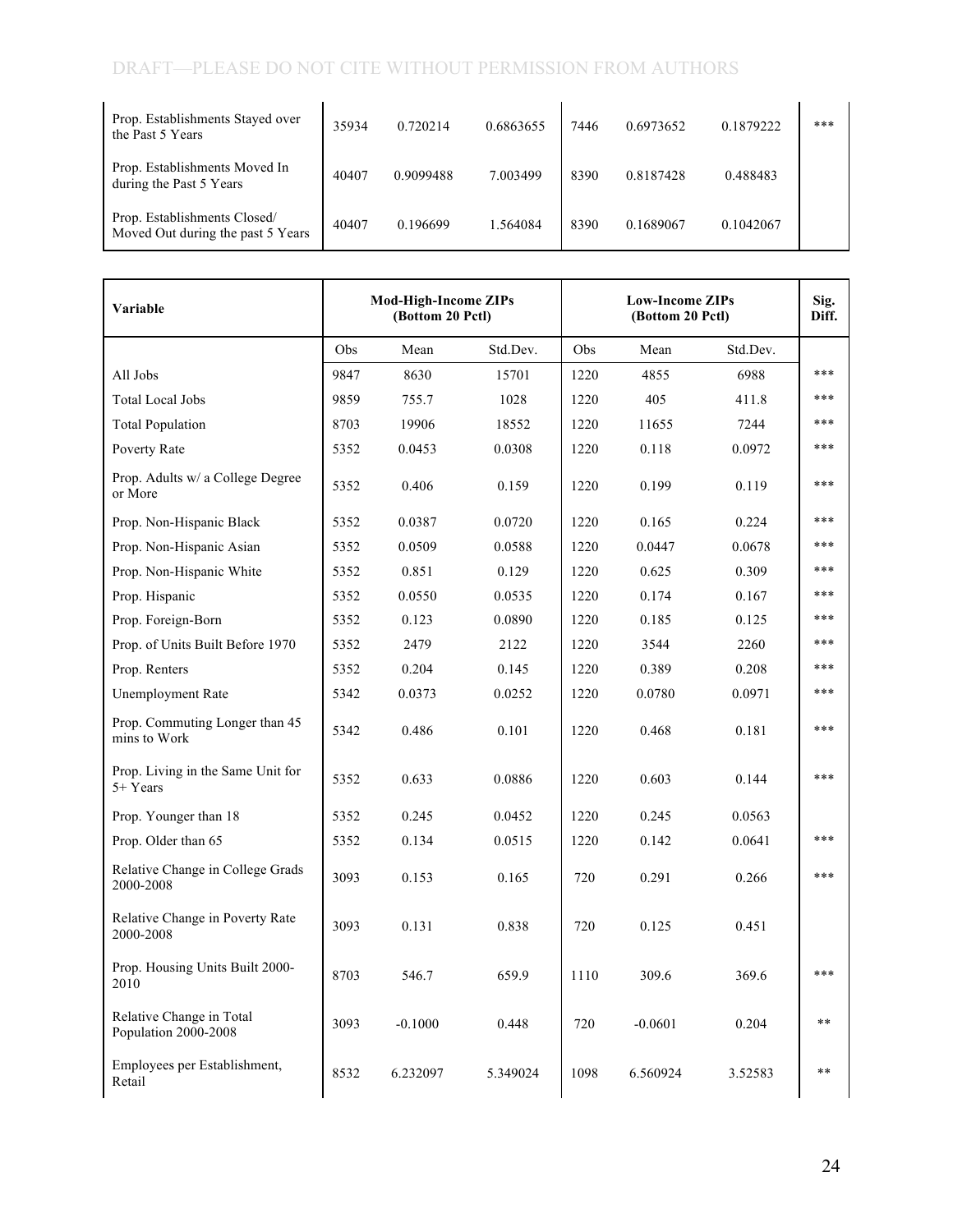| | | | | | | | |
|---|---|---|---|---|---|---|---|
| Prop. Establishments Stayed over the Past 5 Years | 35934 | 0.720214 | 0.6863655 | 7446 | 0.6973652 | 0.1879222 | *** |
| Prop. Establishments Moved In during the Past 5 Years | 40407 | 0.9099488 | 7.003499 | 8390 | 0.8187428 | 0.488483 | |
| Prop. Establishments Closed/ Moved Out during the past 5 Years | 40407 | 0.196699 | 1.564084 | 8390 | 0.1689067 | 0.1042067 | |

| Variable | Mod-High-Income ZIPs (Bottom 20 Pctl) | | | Low-Income ZIPs (Bottom 20 Pctl) | | | Sig. Diff. |
|---|---|---|---|---|---|---|---|
| | Obs | Mean | Std.Dev. | Obs | Mean | Std.Dev. | |
| All Jobs | 9847 | 8630 | 15701 | 1220 | 4855 | 6988 | *** |
| Total Local Jobs | 9859 | 755.7 | 1028 | 1220 | 405 | 411.8 | *** |
| Total Population | 8703 | 19906 | 18552 | 1220 | 11655 | 7244 | *** |
| Poverty Rate | 5352 | 0.0453 | 0.0308 | 1220 | 0.118 | 0.0972 | *** |
| Prop. Adults w/ a College Degree or More | 5352 | 0.406 | 0.159 | 1220 | 0.199 | 0.119 | *** |
| Prop. Non-Hispanic Black | 5352 | 0.0387 | 0.0720 | 1220 | 0.165 | 0.224 | *** |
| Prop. Non-Hispanic Asian | 5352 | 0.0509 | 0.0588 | 1220 | 0.0447 | 0.0678 | *** |
| Prop. Non-Hispanic White | 5352 | 0.851 | 0.129 | 1220 | 0.625 | 0.309 | *** |
| Prop. Hispanic | 5352 | 0.0550 | 0.0535 | 1220 | 0.174 | 0.167 | *** |
| Prop. Foreign-Born | 5352 | 0.123 | 0.0890 | 1220 | 0.185 | 0.125 | *** |
| Prop. of Units Built Before 1970 | 5352 | 2479 | 2122 | 1220 | 3544 | 2260 | *** |
| Prop. Renters | 5352 | 0.204 | 0.145 | 1220 | 0.389 | 0.208 | *** |
| Unemployment Rate | 5342 | 0.0373 | 0.0252 | 1220 | 0.0780 | 0.0971 | *** |
| Prop. Commuting Longer than 45 mins to Work | 5342 | 0.486 | 0.101 | 1220 | 0.468 | 0.181 | *** |
| Prop. Living in the Same Unit for 5+ Years | 5352 | 0.633 | 0.0886 | 1220 | 0.603 | 0.144 | *** |
| Prop. Younger than 18 | 5352 | 0.245 | 0.0452 | 1220 | 0.245 | 0.0563 | |
| Prop. Older than 65 | 5352 | 0.134 | 0.0515 | 1220 | 0.142 | 0.0641 | *** |
| Relative Change in College Grads 2000-2008 | 3093 | 0.153 | 0.165 | 720 | 0.291 | 0.266 | *** |
| Relative Change in Poverty Rate 2000-2008 | 3093 | 0.131 | 0.838 | 720 | 0.125 | 0.451 | |
| Prop. Housing Units Built 2000-2010 | 8703 | 546.7 | 659.9 | 1110 | 309.6 | 369.6 | *** |
| Relative Change in Total Population 2000-2008 | 3093 | -0.1000 | 0.448 | 720 | -0.0601 | 0.204 | ** |
| Employees per Establishment, Retail | 8532 | 6.232097 | 5.349024 | 1098 | 6.560924 | 3.52583 | ** |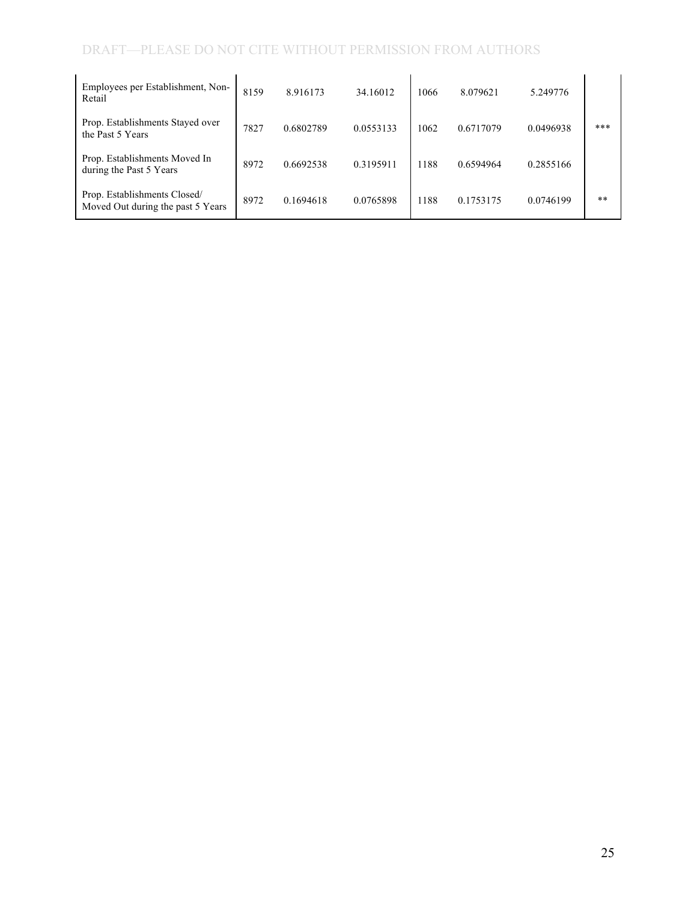| | | | | | | | |
|---|---|---|---|---|---|---|---|
| Employees per Establishment, Non-Retail | 8159 | 8.916173 | 34.16012 | 1066 | 8.079621 | 5.249776 | |
| Prop. Establishments Stayed over the Past 5 Years | 7827 | 0.6802789 | 0.0553133 | 1062 | 0.6717079 | 0.0496938 | *** |
| Prop. Establishments Moved In during the Past 5 Years | 8972 | 0.6692538 | 0.3195911 | 1188 | 0.6594964 | 0.2855166 | |
| Prop. Establishments Closed/ Moved Out during the past 5 Years | 8972 | 0.1694618 | 0.0765898 | 1188 | 0.1753175 | 0.0746199 | ** |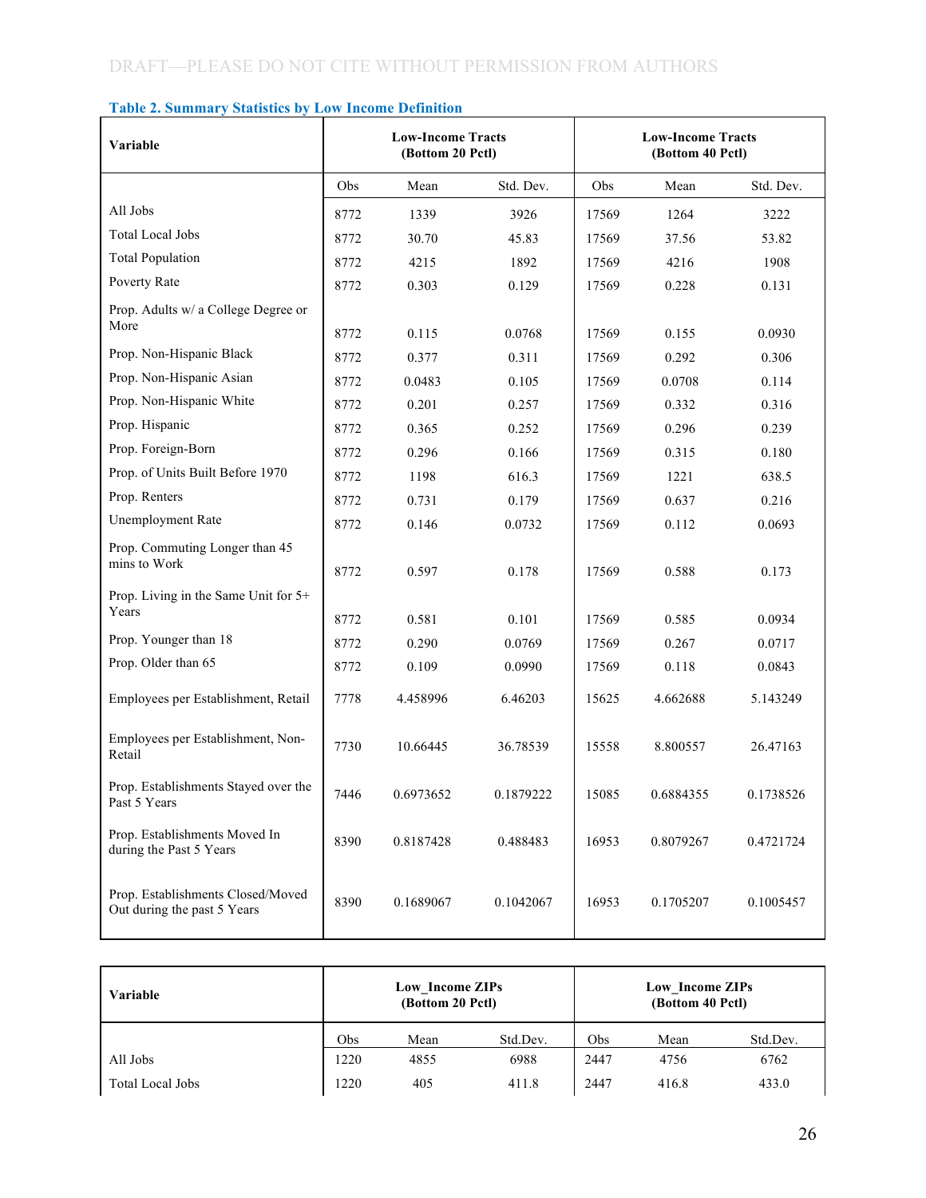**Table 2. Summary Statistics by Low Income Definition**

| Variable | Low-Income Tracts (Bottom 20 Pctl) | | | Low-Income Tracts (Bottom 40 Pctl) | | |
|---|---|---|---|---|---|---|
| | Obs | Mean | Std. Dev. | Obs | Mean | Std. Dev. |
| All Jobs | 8772 | 1339 | 3926 | 17569 | 1264 | 3222 |
| Total Local Jobs | 8772 | 30.70 | 45.83 | 17569 | 37.56 | 53.82 |
| Total Population | 8772 | 4215 | 1892 | 17569 | 4216 | 1908 |
| Poverty Rate | 8772 | 0.303 | 0.129 | 17569 | 0.228 | 0.131 |
| Prop. Adults w/ a College Degree or More | 8772 | 0.115 | 0.0768 | 17569 | 0.155 | 0.0930 |
| Prop. Non-Hispanic Black | 8772 | 0.377 | 0.311 | 17569 | 0.292 | 0.306 |
| Prop. Non-Hispanic Asian | 8772 | 0.0483 | 0.105 | 17569 | 0.0708 | 0.114 |
| Prop. Non-Hispanic White | 8772 | 0.201 | 0.257 | 17569 | 0.332 | 0.316 |
| Prop. Hispanic | 8772 | 0.365 | 0.252 | 17569 | 0.296 | 0.239 |
| Prop. Foreign-Born | 8772 | 0.296 | 0.166 | 17569 | 0.315 | 0.180 |
| Prop. of Units Built Before 1970 | 8772 | 1198 | 616.3 | 17569 | 1221 | 638.5 |
| Prop. Renters | 8772 | 0.731 | 0.179 | 17569 | 0.637 | 0.216 |
| Unemployment Rate | 8772 | 0.146 | 0.0732 | 17569 | 0.112 | 0.0693 |
| Prop. Commuting Longer than 45 mins to Work | 8772 | 0.597 | 0.178 | 17569 | 0.588 | 0.173 |
| Prop. Living in the Same Unit for 5+ Years | 8772 | 0.581 | 0.101 | 17569 | 0.585 | 0.0934 |
| Prop. Younger than 18 | 8772 | 0.290 | 0.0769 | 17569 | 0.267 | 0.0717 |
| Prop. Older than 65 | 8772 | 0.109 | 0.0990 | 17569 | 0.118 | 0.0843 |
| Employees per Establishment, Retail | 7778 | 4.458996 | 6.46203 | 15625 | 4.662688 | 5.143249 |
| Employees per Establishment, Non-Retail | 7730 | 10.66445 | 36.78539 | 15558 | 8.800557 | 26.47163 |
| Prop. Establishments Stayed over the Past 5 Years | 7446 | 0.6973652 | 0.1879222 | 15085 | 0.6884355 | 0.1738526 |
| Prop. Establishments Moved In during the Past 5 Years | 8390 | 0.8187428 | 0.488483 | 16953 | 0.8079267 | 0.4721724 |
| Prop. Establishments Closed/Moved Out during the past 5 Years | 8390 | 0.1689067 | 0.1042067 | 16953 | 0.1705207 | 0.1005457 |

| Variable | Low_Income ZIPs (Bottom 20 Pctl) | | | Low_Income ZIPs (Bottom 40 Pctl) | | |
|---|---|---|---|---|---|---|
| | Obs | Mean | Std.Dev. | Obs | Mean | Std.Dev. |
| All Jobs | 1220 | 4855 | 6988 | 2447 | 4756 | 6762 |
| Total Local Jobs | 1220 | 405 | 411.8 | 2447 | 416.8 | 433.0 |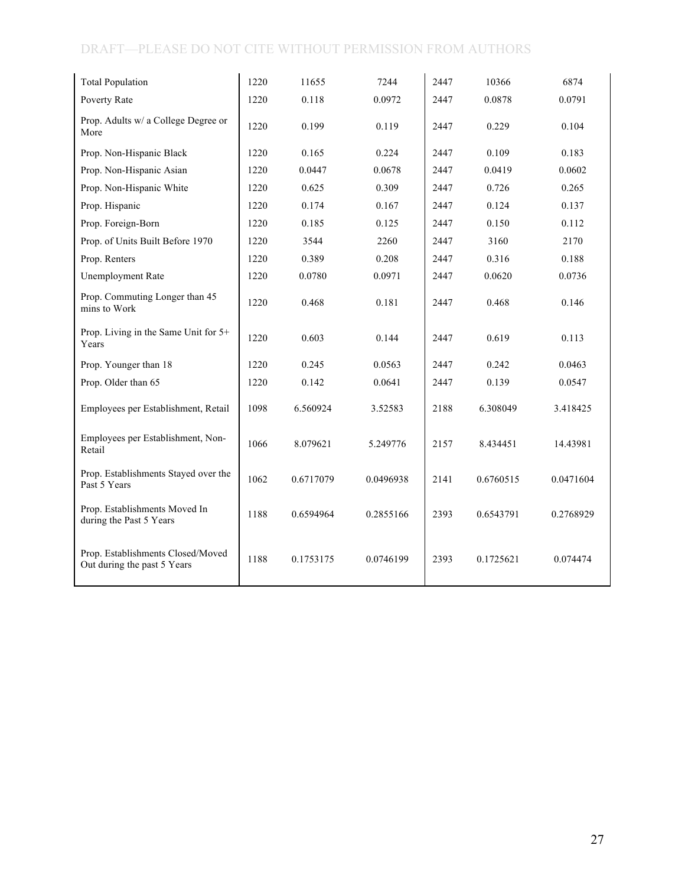| | | | | | | |
|---|---|---|---|---|---|---|
| Total Population | 1220 | 11655 | 7244 | 2447 | 10366 | 6874 |
| Poverty Rate | 1220 | 0.118 | 0.0972 | 2447 | 0.0878 | 0.0791 |
| Prop. Adults w/ a College Degree or More | 1220 | 0.199 | 0.119 | 2447 | 0.229 | 0.104 |
| Prop. Non-Hispanic Black | 1220 | 0.165 | 0.224 | 2447 | 0.109 | 0.183 |
| Prop. Non-Hispanic Asian | 1220 | 0.0447 | 0.0678 | 2447 | 0.0419 | 0.0602 |
| Prop. Non-Hispanic White | 1220 | 0.625 | 0.309 | 2447 | 0.726 | 0.265 |
| Prop. Hispanic | 1220 | 0.174 | 0.167 | 2447 | 0.124 | 0.137 |
| Prop. Foreign-Born | 1220 | 0.185 | 0.125 | 2447 | 0.150 | 0.112 |
| Prop. of Units Built Before 1970 | 1220 | 3544 | 2260 | 2447 | 3160 | 2170 |
| Prop. Renters | 1220 | 0.389 | 0.208 | 2447 | 0.316 | 0.188 |
| Unemployment Rate | 1220 | 0.0780 | 0.0971 | 2447 | 0.0620 | 0.0736 |
| Prop. Commuting Longer than 45 mins to Work | 1220 | 0.468 | 0.181 | 2447 | 0.468 | 0.146 |
| Prop. Living in the Same Unit for 5+ Years | 1220 | 0.603 | 0.144 | 2447 | 0.619 | 0.113 |
| Prop. Younger than 18 | 1220 | 0.245 | 0.0563 | 2447 | 0.242 | 0.0463 |
| Prop. Older than 65 | 1220 | 0.142 | 0.0641 | 2447 | 0.139 | 0.0547 |
| Employees per Establishment, Retail | 1098 | 6.560924 | 3.52583 | 2188 | 6.308049 | 3.418425 |
| Employees per Establishment, Non-Retail | 1066 | 8.079621 | 5.249776 | 2157 | 8.434451 | 14.43981 |
| Prop. Establishments Stayed over the Past 5 Years | 1062 | 0.6717079 | 0.0496938 | 2141 | 0.6760515 | 0.0471604 |
| Prop. Establishments Moved In during the Past 5 Years | 1188 | 0.6594964 | 0.2855166 | 2393 | 0.6543791 | 0.2768929 |
| Prop. Establishments Closed/Moved Out during the past 5 Years | 1188 | 0.1753175 | 0.0746199 | 2393 | 0.1725621 | 0.074474 |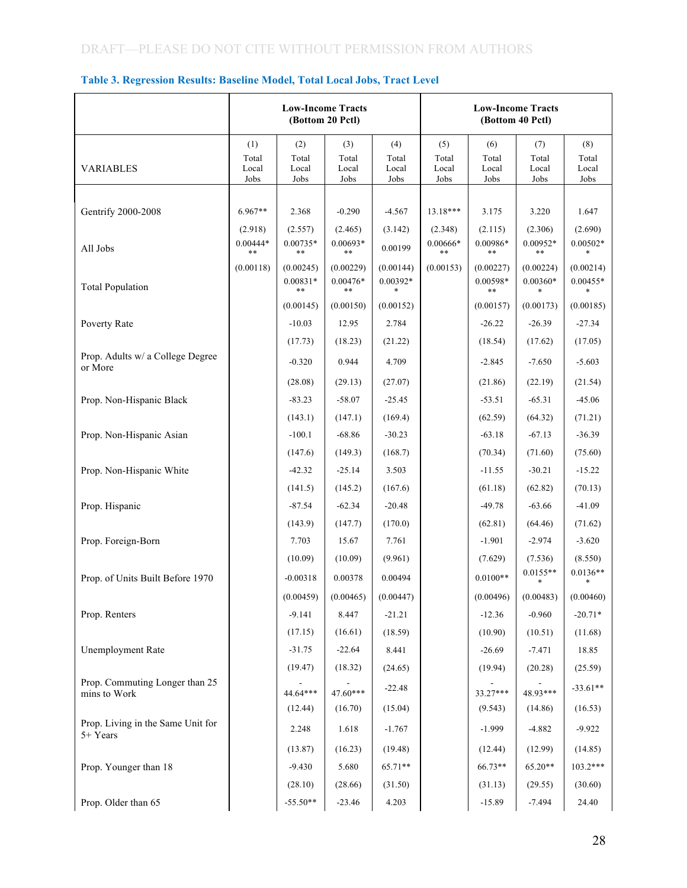DRAFT—PLEASE DO NOT CITE WITHOUT PERMISSION FROM AUTHORS

**Table 3. Regression Results: Baseline Model, Total Local Jobs, Tract Level**

| | Low-Income Tracts (Bottom 20 Pctl) | | | | Low-Income Tracts (Bottom 40 Pctl) | | | |
|---|---|---|---|---|---|---|---|---|
| | (1) | (2) | (3) | (4) | (5) | (6) | (7) | (8) |
| VARIABLES | Total Local Jobs | Total Local Jobs | Total Local Jobs | Total Local Jobs | Total Local Jobs | Total Local Jobs | Total Local Jobs | Total Local Jobs |
| Gentrify 2000-2008 | 6.967** | 2.368 | -0.290 | -4.567 | 13.18*** | 3.175 | 3.220 | 1.647 |
| | (2.918) | (2.557) | (2.465) | (3.142) | (2.348) | (2.115) | (2.306) | (2.690) |
| All Jobs | 0.00444*** | 0.00735*** | 0.00693*** | 0.00199 | 0.00666*** | 0.00986*** | 0.00952*** | 0.00502** |
| | (0.00118) | (0.00245) | (0.00229) | (0.00144) | (0.00153) | (0.00227) | (0.00224) | (0.00214) |
| Total Population | | 0.00831*** | 0.00476*** | 0.00392** | | 0.00598*** | 0.00360** | 0.00455** |
| | | (0.00145) | (0.00150) | (0.00152) | | (0.00157) | (0.00173) | (0.00185) |
| Poverty Rate | | -10.03 | 12.95 | 2.784 | | -26.22 | -26.39 | -27.34 |
| | | (17.73) | (18.23) | (21.22) | | (18.54) | (17.62) | (17.05) |
| Prop. Adults w/ a College Degree or More | | -0.320 | 0.944 | 4.709 | | -2.845 | -7.650 | -5.603 |
| | | (28.08) | (29.13) | (27.07) | | (21.86) | (22.19) | (21.54) |
| Prop. Non-Hispanic Black | | -83.23 | -58.07 | -25.45 | | -53.51 | -65.31 | -45.06 |
| | | (143.1) | (147.1) | (169.4) | | (62.59) | (64.32) | (71.21) |
| Prop. Non-Hispanic Asian | | -100.1 | -68.86 | -30.23 | | -63.18 | -67.13 | -36.39 |
| | | (147.6) | (149.3) | (168.7) | | (70.34) | (71.60) | (75.60) |
| Prop. Non-Hispanic White | | -42.32 | -25.14 | 3.503 | | -11.55 | -30.21 | -15.22 |
| | | (141.5) | (145.2) | (167.6) | | (61.18) | (62.82) | (70.13) |
| Prop. Hispanic | | -87.54 | -62.34 | -20.48 | | -49.78 | -63.66 | -41.09 |
| | | (143.9) | (147.7) | (170.0) | | (62.81) | (64.46) | (71.62) |
| Prop. Foreign-Born | | 7.703 | 15.67 | 7.761 | | -1.901 | -2.974 | -3.620 |
| | | (10.09) | (10.09) | (9.961) | | (7.629) | (7.536) | (8.550) |
| Prop. of Units Built Before 1970 | | -0.00318 | 0.00378 | 0.00494 | | 0.0100** | 0.0155*** | 0.0136*** |
| | | (0.00459) | (0.00465) | (0.00447) | | (0.00496) | (0.00483) | (0.00460) |
| Prop. Renters | | -9.141 | 8.447 | -21.21 | | -12.36 | -0.960 | -20.71* |
| | | (17.15) | (16.61) | (18.59) | | (10.90) | (10.51) | (11.68) |
| Unemployment Rate | | -31.75 | -22.64 | 8.441 | | -26.69 | -7.471 | 18.85 |
| | | (19.47) | (18.32) | (24.65) | | (19.94) | (20.28) | (25.59) |
| Prop. Commuting Longer than 25 mins to Work | | -44.64*** | -47.60*** | -22.48 | | -33.27*** | -48.93*** | -33.61** |
| | | (12.44) | (16.70) | (15.04) | | (9.543) | (14.86) | (16.53) |
| Prop. Living in the Same Unit for 5+ Years | | 2.248 | 1.618 | -1.767 | | -1.999 | -4.882 | -9.922 |
| | | (13.87) | (16.23) | (19.48) | | (12.44) | (12.99) | (14.85) |
| Prop. Younger than 18 | | -9.430 | 5.680 | 65.71** | | 66.73** | 65.20** | 103.2*** |
| | | (28.10) | (28.66) | (31.50) | | (31.13) | (29.55) | (30.60) |
| Prop. Older than 65 | | -55.50** | -23.46 | 4.203 | | -15.89 | -7.494 | 24.40 |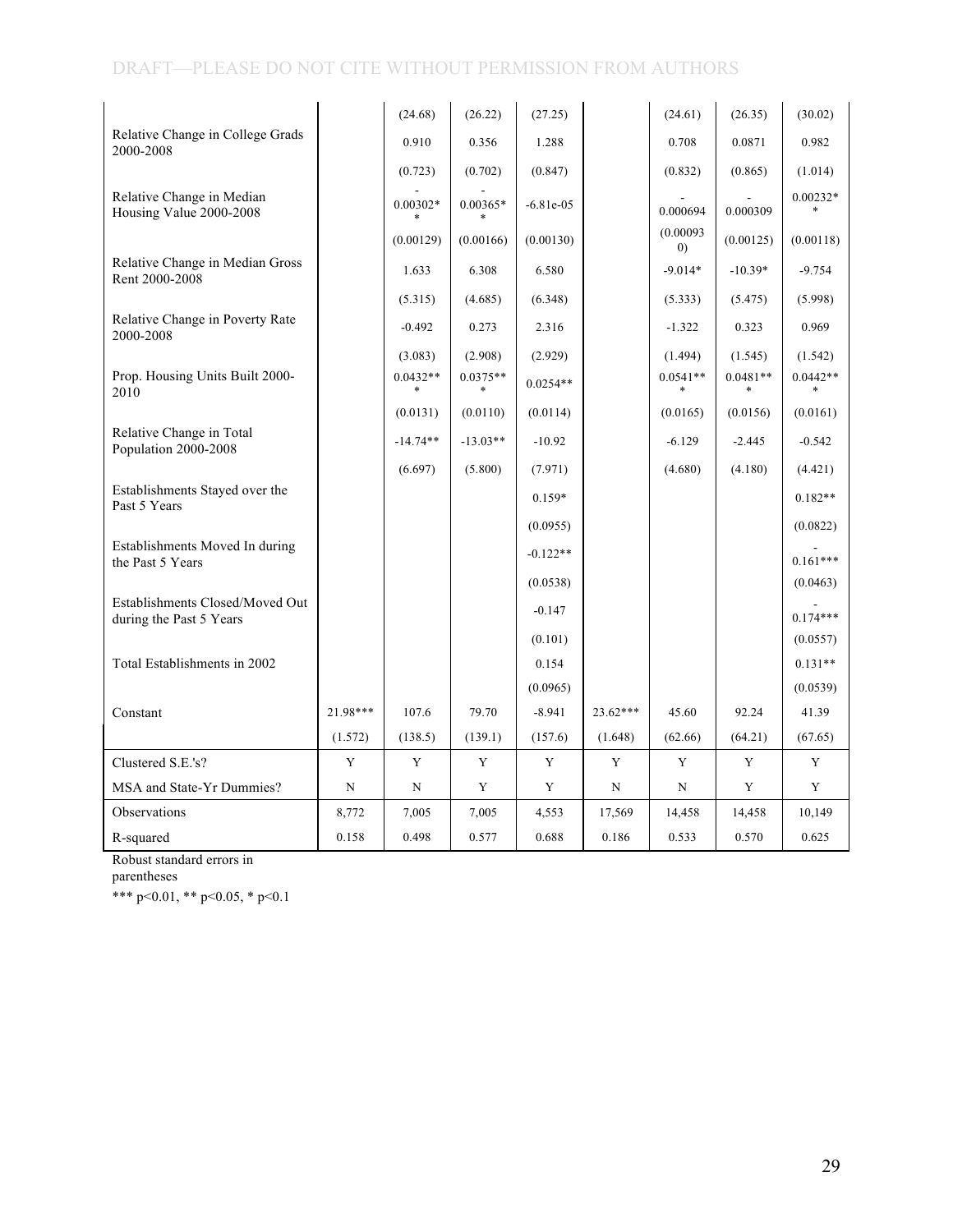| | | | | | | | | |
|---|---|---|---|---|---|---|---|---|
| | | (24.68) | (26.22) | (27.25) | | (24.61) | (26.35) | (30.02) |
| Relative Change in College Grads 2000-2008 | | 0.910 | 0.356 | 1.288 | | 0.708 | 0.0871 | 0.982 |
| | | (0.723) | (0.702) | (0.847) | | (0.832) | (0.865) | (1.014) |
| Relative Change in Median Housing Value 2000-2008 | | -0.00302** | -0.00365** | -6.81e-05 | | -0.000694 | -0.000309 | 0.00232** |
| | | (0.00129) | (0.00166) | (0.00130) | | (0.000930) | (0.00125) | (0.00118) |
| Relative Change in Median Gross Rent 2000-2008 | | 1.633 | 6.308 | 6.580 | | -9.014* | -10.39* | -9.754 |
| | | (5.315) | (4.685) | (6.348) | | (5.333) | (5.475) | (5.998) |
| Relative Change in Poverty Rate 2000-2008 | | -0.492 | 0.273 | 2.316 | | -1.322 | 0.323 | 0.969 |
| | | (3.083) | (2.908) | (2.929) | | (1.494) | (1.545) | (1.542) |
| Prop. Housing Units Built 2000-2010 | | 0.0432*** | 0.0375*** | 0.0254** | | 0.0541*** | 0.0481*** | 0.0442*** |
| | | (0.0131) | (0.0110) | (0.0114) | | (0.0165) | (0.0156) | (0.0161) |
| Relative Change in Total Population 2000-2008 | | -14.74** | -13.03** | -10.92 | | -6.129 | -2.445 | -0.542 |
| | | (6.697) | (5.800) | (7.971) | | (4.680) | (4.180) | (4.421) |
| Establishments Stayed over the Past 5 Years | | | | 0.159* | | | | 0.182** |
| | | | | (0.0955) | | | | (0.0822) |
| Establishments Moved In during the Past 5 Years | | | | -0.122** | | | | -0.161*** |
| | | | | (0.0538) | | | | (0.0463) |
| Establishments Closed/Moved Out during the Past 5 Years | | | | -0.147 | | | | -0.174*** |
| | | | | (0.101) | | | | (0.0557) |
| Total Establishments in 2002 | | | | 0.154 | | | | 0.131** |
| | | | | (0.0965) | | | | (0.0539) |
| Constant | 21.98*** | 107.6 | 79.70 | -8.941 | 23.62*** | 45.60 | 92.24 | 41.39 |
| | (1.572) | (138.5) | (139.1) | (157.6) | (1.648) | (62.66) | (64.21) | (67.65) |
| Clustered S.E.'s? | Y | Y | Y | Y | Y | Y | Y | Y |
| MSA and State-Yr Dummies? | N | N | Y | Y | N | N | Y | Y |
| Observations | 8,772 | 7,005 | 7,005 | 4,553 | 17,569 | 14,458 | 14,458 | 10,149 |
| R-squared | 0.158 | 0.498 | 0.577 | 0.688 | 0.186 | 0.533 | 0.570 | 0.625 |

Robust standard errors in parentheses

*** p<0.01, ** p<0.05, * p<0.1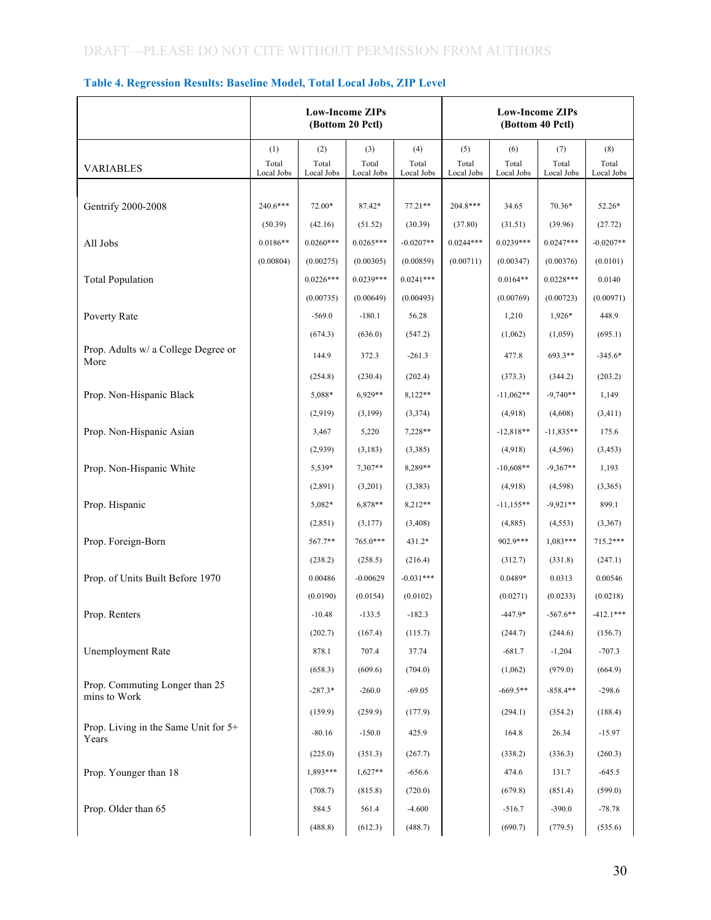### Table 4. Regression Results: Baseline Model, Total Local Jobs, ZIP Level

| | Low-Income ZIPs (Bottom 20 Pctl) | | | | Low-Income ZIPs (Bottom 40 Pctl) | | | |
|---|---|---|---|---|---|---|---|---|
| | (1) | (2) | (3) | (4) | (5) | (6) | (7) | (8) |
| VARIABLES | Total Local Jobs | Total Local Jobs | Total Local Jobs | Total Local Jobs | Total Local Jobs | Total Local Jobs | Total Local Jobs | Total Local Jobs |
| Gentrify 2000-2008 | 240.6*** | 72.00* | 87.42* | 77.21** | 204.8*** | 34.65 | 70.36* | 52.26* |
| | (50.39) | (42.16) | (51.52) | (30.39) | (37.80) | (31.51) | (39.96) | (27.72) |
| All Jobs | 0.0186** | 0.0260*** | 0.0265*** | -0.0207** | 0.0244*** | 0.0239*** | 0.0247*** | -0.0207** |
| | (0.00804) | (0.00275) | (0.00305) | (0.00859) | (0.00711) | (0.00347) | (0.00376) | (0.0101) |
| Total Population | | 0.0226*** | 0.0239*** | 0.0241*** | | 0.0164** | 0.0228*** | 0.0140 |
| | | (0.00735) | (0.00649) | (0.00493) | | (0.00769) | (0.00723) | (0.00971) |
| Poverty Rate | | -569.0 | -180.1 | 56.28 | | 1,210 | 1,926* | 448.9 |
| | | (674.3) | (636.0) | (547.2) | | (1,062) | (1,059) | (695.1) |
| Prop. Adults w/ a College Degree or More | | 144.9 | 372.3 | -261.3 | | 477.8 | 693.3** | -345.6* |
| | | (254.8) | (230.4) | (202.4) | | (373.3) | (344.2) | (203.2) |
| Prop. Non-Hispanic Black | | 5,088* | 6,929** | 8,122** | | -11,062** | -9,740** | 1,149 |
| | | (2,919) | (3,199) | (3,374) | | (4,918) | (4,608) | (3,411) |
| Prop. Non-Hispanic Asian | | 3,467 | 5,220 | 7,228** | | -12,818** | -11,835** | 175.6 |
| | | (2,939) | (3,183) | (3,385) | | (4,918) | (4,596) | (3,453) |
| Prop. Non-Hispanic White | | 5,539* | 7,307** | 8,289** | | -10,608** | -9,367** | 1,193 |
| | | (2,891) | (3,201) | (3,383) | | (4,918) | (4,598) | (3,365) |
| Prop. Hispanic | | 5,082* | 6,878** | 8,212** | | -11,155** | -9,921** | 899.1 |
| | | (2,851) | (3,177) | (3,408) | | (4,885) | (4,553) | (3,367) |
| Prop. Foreign-Born | | 567.7** | 765.0*** | 431.2* | | 902.9*** | 1,083*** | 715.2*** |
| | | (238.2) | (258.5) | (216.4) | | (312.7) | (331.8) | (247.1) |
| Prop. of Units Built Before 1970 | | 0.00486 | -0.00629 | -0.031*** | | 0.0489* | 0.0313 | 0.00546 |
| | | (0.0190) | (0.0154) | (0.0102) | | (0.0271) | (0.0233) | (0.0218) |
| Prop. Renters | | -10.48 | -133.5 | -182.3 | | -447.9* | -567.6** | -412.1*** |
| | | (202.7) | (167.4) | (115.7) | | (244.7) | (244.6) | (156.7) |
| Unemployment Rate | | 878.1 | 707.4 | 37.74 | | -681.7 | -1,204 | -707.3 |
| | | (658.3) | (609.6) | (704.0) | | (1,062) | (979.0) | (664.9) |
| Prop. Commuting Longer than 25 mins to Work | | -287.3* | -260.0 | -69.05 | | -669.5** | -858.4** | -298.6 |
| | | (159.9) | (259.9) | (177.9) | | (294.1) | (354.2) | (188.4) |
| Prop. Living in the Same Unit for 5+ Years | | -80.16 | -150.0 | 425.9 | | 164.8 | 26.34 | -15.97 |
| | | (225.0) | (351.3) | (267.7) | | (338.2) | (336.3) | (260.3) |
| Prop. Younger than 18 | | 1,893*** | 1,627** | -656.6 | | 474.6 | 131.7 | -645.5 |
| | | (708.7) | (815.8) | (720.0) | | (679.8) | (851.4) | (599.0) |
| Prop. Older than 65 | | 584.5 | 561.4 | -4.600 | | -516.7 | -390.0 | -78.78 |
| | | (488.8) | (612.3) | (488.7) | | (690.7) | (779.5) | (535.6) |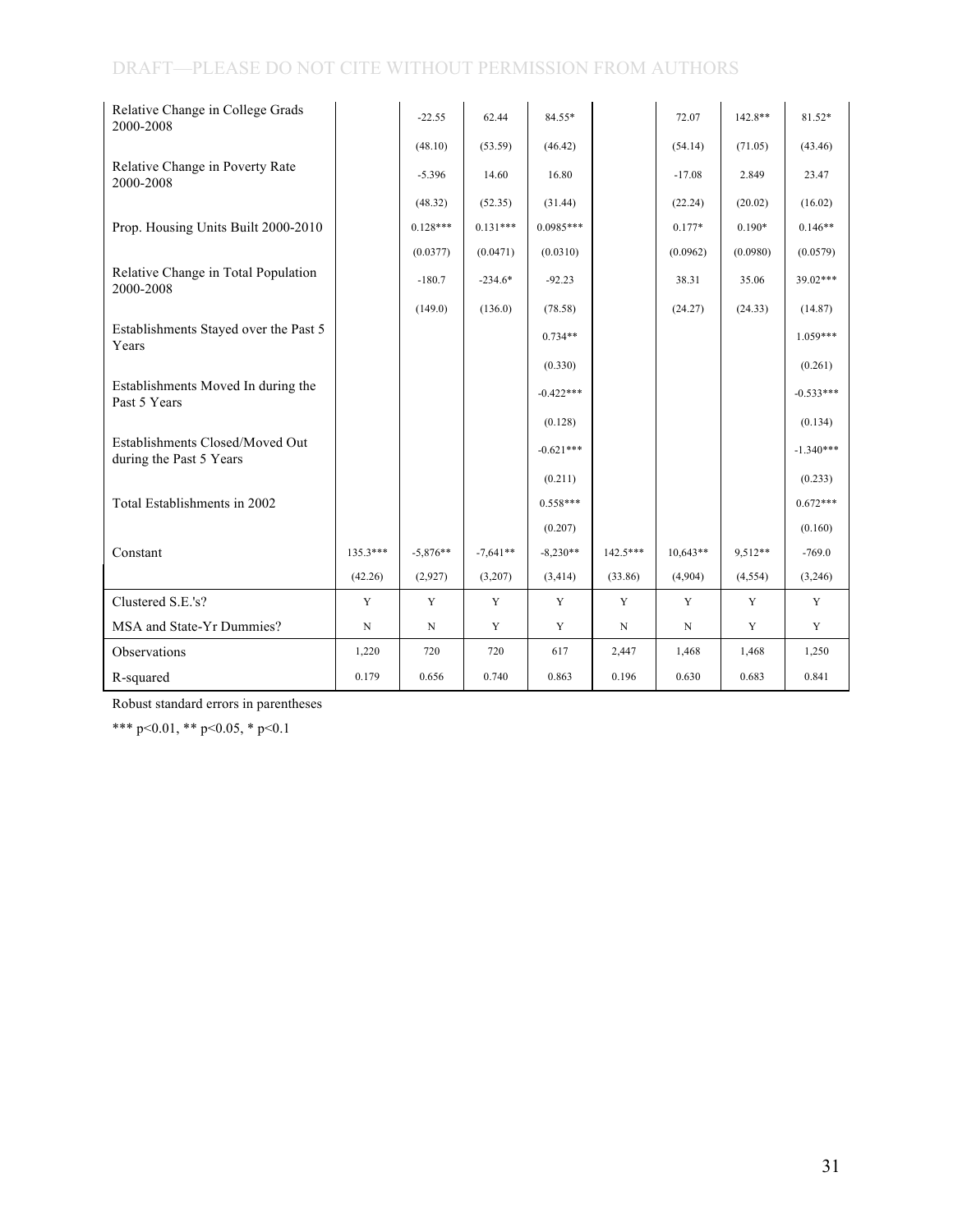| | | | | | | | | |
|---|---|---|---|---|---|---|---|---|
| Relative Change in College Grads 2000-2008 | | -22.55 | 62.44 | 84.55* | | 72.07 | 142.8** | 81.52* |
| | | (48.10) | (53.59) | (46.42) | | (54.14) | (71.05) | (43.46) |
| Relative Change in Poverty Rate 2000-2008 | | -5.396 | 14.60 | 16.80 | | -17.08 | 2.849 | 23.47 |
| | | (48.32) | (52.35) | (31.44) | | (22.24) | (20.02) | (16.02) |
| Prop. Housing Units Built 2000-2010 | | 0.128*** | 0.131*** | 0.0985*** | | 0.177* | 0.190* | 0.146** |
| | | (0.0377) | (0.0471) | (0.0310) | | (0.0962) | (0.0980) | (0.0579) |
| Relative Change in Total Population 2000-2008 | | -180.7 | -234.6* | -92.23 | | 38.31 | 35.06 | 39.02*** |
| | | (149.0) | (136.0) | (78.58) | | (24.27) | (24.33) | (14.87) |
| Establishments Stayed over the Past 5 Years | | | | 0.734** | | | | 1.059*** |
| | | | | (0.330) | | | | (0.261) |
| Establishments Moved In during the Past 5 Years | | | | -0.422*** | | | | -0.533*** |
| | | | | (0.128) | | | | (0.134) |
| Establishments Closed/Moved Out during the Past 5 Years | | | | -0.621*** | | | | -1.340*** |
| | | | | (0.211) | | | | (0.233) |
| Total Establishments in 2002 | | | | 0.558*** | | | | 0.672*** |
| | | | | (0.207) | | | | (0.160) |
| Constant | 135.3*** | -5,876** | -7,641** | -8,230** | 142.5*** | 10,643** | 9,512** | -769.0 |
| | (42.26) | (2,927) | (3,207) | (3,414) | (33.86) | (4,904) | (4,554) | (3,246) |
| Clustered S.E.'s? | Y | Y | Y | Y | Y | Y | Y | Y |
| MSA and State-Yr Dummies? | N | N | Y | Y | N | N | Y | Y |
| Observations | 1,220 | 720 | 720 | 617 | 2,447 | 1,468 | 1,468 | 1,250 |
| R-squared | 0.179 | 0.656 | 0.740 | 0.863 | 0.196 | 0.630 | 0.683 | 0.841 |

Robust standard errors in parentheses

*** p<0.01, ** p<0.05, * p<0.1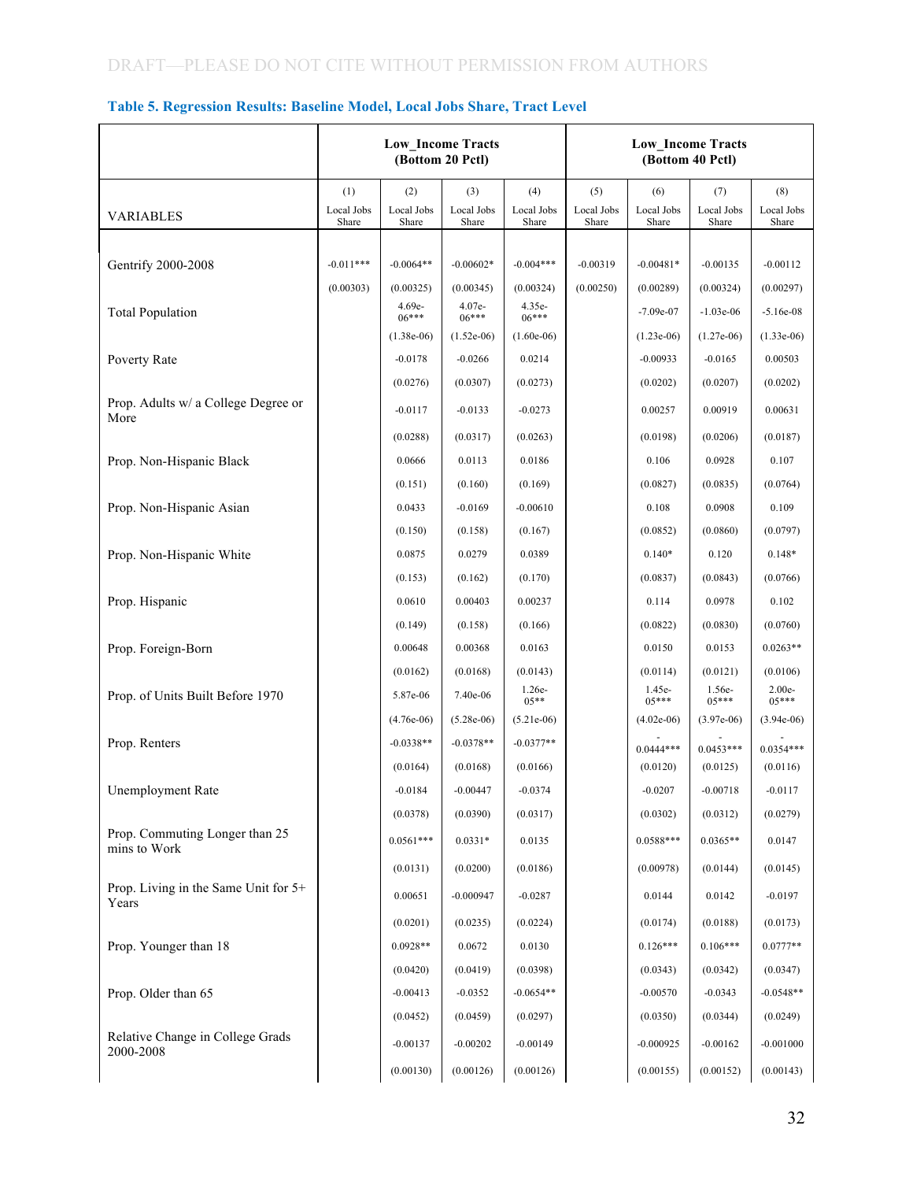DRAFT—PLEASE DO NOT CITE WITHOUT PERMISSION FROM AUTHORS

### Table 5. Regression Results: Baseline Model, Local Jobs Share, Tract Level

| | Low_Income Tracts (Bottom 20 Pctl) | | | | Low_Income Tracts (Bottom 40 Pctl) | | | |
|---|---|---|---|---|---|---|---|---|
| | (1) | (2) | (3) | (4) | (5) | (6) | (7) | (8) |
| VARIABLES | Local Jobs Share | Local Jobs Share | Local Jobs Share | Local Jobs Share | Local Jobs Share | Local Jobs Share | Local Jobs Share | Local Jobs Share |
| Gentrify 2000-2008 | -0.011*** | -0.0064** | -0.00602* | -0.004*** | -0.00319 | -0.00481* | -0.00135 | -0.00112 |
| | (0.00303) | (0.00325) | (0.00345) | (0.00324) | (0.00250) | (0.00289) | (0.00324) | (0.00297) |
| Total Population | | 4.69e-06*** | 4.07e-06*** | 4.35e-06*** | | -7.09e-07 | -1.03e-06 | -5.16e-08 |
| | | (1.38e-06) | (1.52e-06) | (1.60e-06) | | (1.23e-06) | (1.27e-06) | (1.33e-06) |
| Poverty Rate | | -0.0178 | -0.0266 | 0.0214 | | -0.00933 | -0.0165 | 0.00503 |
| | | (0.0276) | (0.0307) | (0.0273) | | (0.0202) | (0.0207) | (0.0202) |
| Prop. Adults w/ a College Degree or More | | -0.0117 | -0.0133 | -0.0273 | | 0.00257 | 0.00919 | 0.00631 |
| | | (0.0288) | (0.0317) | (0.0263) | | (0.0198) | (0.0206) | (0.0187) |
| Prop. Non-Hispanic Black | | 0.0666 | 0.0113 | 0.0186 | | 0.106 | 0.0928 | 0.107 |
| | | (0.151) | (0.160) | (0.169) | | (0.0827) | (0.0835) | (0.0764) |
| Prop. Non-Hispanic Asian | | 0.0433 | -0.0169 | -0.00610 | | 0.108 | 0.0908 | 0.109 |
| | | (0.150) | (0.158) | (0.167) | | (0.0852) | (0.0860) | (0.0797) |
| Prop. Non-Hispanic White | | 0.0875 | 0.0279 | 0.0389 | | 0.140* | 0.120 | 0.148* |
| | | (0.153) | (0.162) | (0.170) | | (0.0837) | (0.0843) | (0.0766) |
| Prop. Hispanic | | 0.0610 | 0.00403 | 0.00237 | | 0.114 | 0.0978 | 0.102 |
| | | (0.149) | (0.158) | (0.166) | | (0.0822) | (0.0830) | (0.0760) |
| Prop. Foreign-Born | | 0.00648 | 0.00368 | 0.0163 | | 0.0150 | 0.0153 | 0.0263** |
| | | (0.0162) | (0.0168) | (0.0143) | | (0.0114) | (0.0121) | (0.0106) |
| Prop. of Units Built Before 1970 | | 5.87e-06 | 7.40e-06 | 1.26e-05** | | 1.45e-05*** | 1.56e-05*** | 2.00e-05*** |
| | | (4.76e-06) | (5.28e-06) | (5.21e-06) | | (4.02e-06) | (3.97e-06) | (3.94e-06) |
| Prop. Renters | | -0.0338** | -0.0378** | -0.0377** | | -0.0444*** | -0.0453*** | -0.0354*** |
| | | (0.0164) | (0.0168) | (0.0166) | | (0.0120) | (0.0125) | (0.0116) |
| Unemployment Rate | | -0.0184 | -0.00447 | -0.0374 | | -0.0207 | -0.00718 | -0.0117 |
| | | (0.0378) | (0.0390) | (0.0317) | | (0.0302) | (0.0312) | (0.0279) |
| Prop. Commuting Longer than 25 mins to Work | | 0.0561*** | 0.0331* | 0.0135 | | 0.0588*** | 0.0365** | 0.0147 |
| | | (0.0131) | (0.0200) | (0.0186) | | (0.00978) | (0.0144) | (0.0145) |
| Prop. Living in the Same Unit for 5+ Years | | 0.00651 | -0.000947 | -0.0287 | | 0.0144 | 0.0142 | -0.0197 |
| | | (0.0201) | (0.0235) | (0.0224) | | (0.0174) | (0.0188) | (0.0173) |
| Prop. Younger than 18 | | 0.0928** | 0.0672 | 0.0130 | | 0.126*** | 0.106*** | 0.0777** |
| | | (0.0420) | (0.0419) | (0.0398) | | (0.0343) | (0.0342) | (0.0347) |
| Prop. Older than 65 | | -0.00413 | -0.0352 | -0.0654** | | -0.00570 | -0.0343 | -0.0548** |
| | | (0.0452) | (0.0459) | (0.0297) | | (0.0350) | (0.0344) | (0.0249) |
| Relative Change in College Grads 2000-2008 | | -0.00137 | -0.00202 | -0.00149 | | -0.000925 | -0.00162 | -0.001000 |
| | | (0.00130) | (0.00126) | (0.00126) | | (0.00155) | (0.00152) | (0.00143) |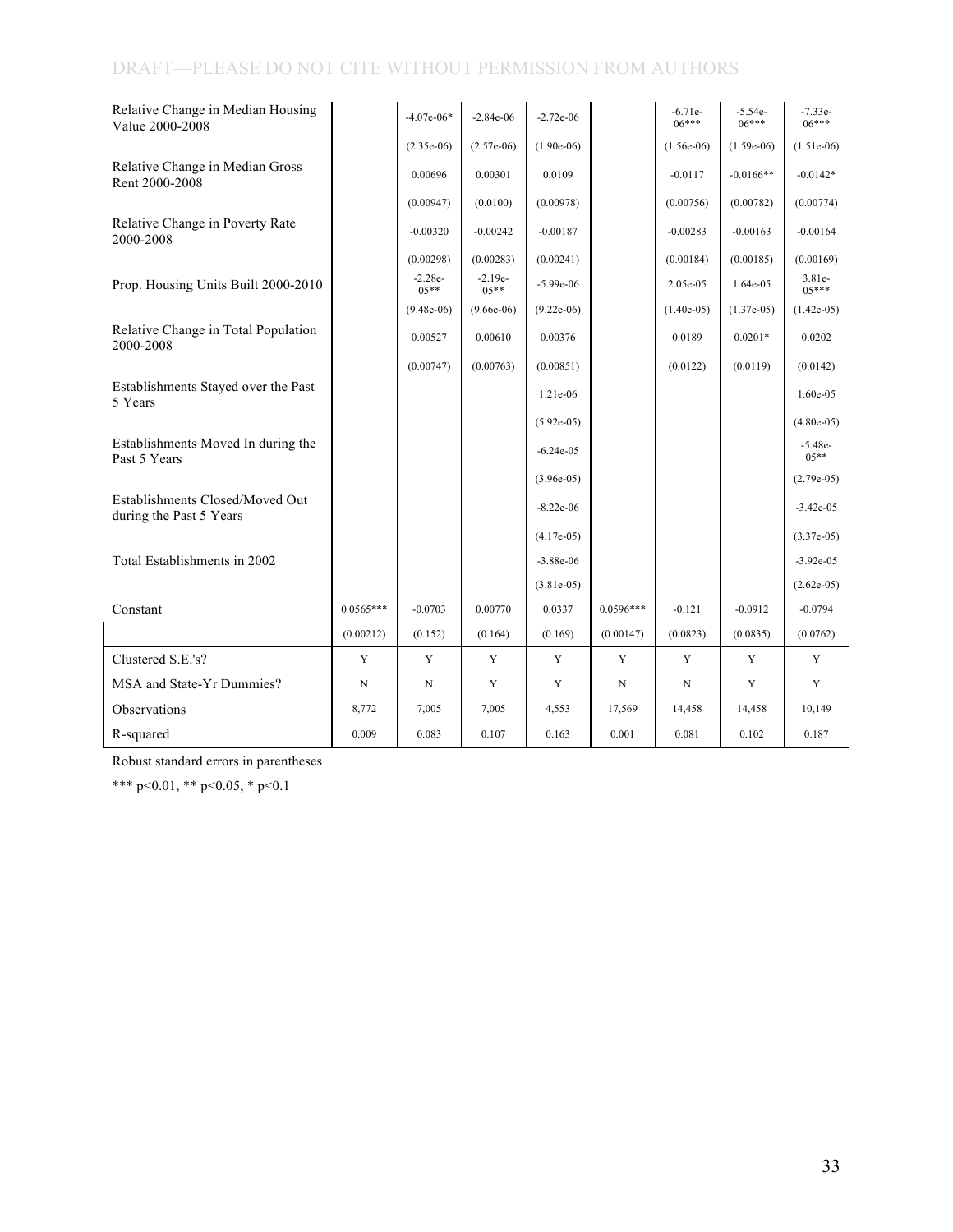DRAFT—PLEASE DO NOT CITE WITHOUT PERMISSION FROM AUTHORS

| | (1) | (2) | (3) | (4) | (5) | (6) | (7) | (8) |
|---|---|---|---|---|---|---|---|---|
| Relative Change in Median Housing Value 2000-2008 | | -4.07e-06* | -2.84e-06 | -2.72e-06 | | -6.71e-06*** | -5.54e-06*** | -7.33e-06*** |
| | | (2.35e-06) | (2.57e-06) | (1.90e-06) | | (1.56e-06) | (1.59e-06) | (1.51e-06) |
| Relative Change in Median Gross Rent 2000-2008 | | 0.00696 | 0.00301 | 0.0109 | | -0.0117 | -0.0166** | -0.0142* |
| | | (0.00947) | (0.0100) | (0.00978) | | (0.00756) | (0.00782) | (0.00774) |
| Relative Change in Poverty Rate 2000-2008 | | -0.00320 | -0.00242 | -0.00187 | | -0.00283 | -0.00163 | -0.00164 |
| | | (0.00298) | (0.00283) | (0.00241) | | (0.00184) | (0.00185) | (0.00169) |
| Prop. Housing Units Built 2000-2010 | | -2.28e-05** | -2.19e-05** | -5.99e-06 | | 2.05e-05 | 1.64e-05 | 3.81e-05*** |
| | | (9.48e-06) | (9.66e-06) | (9.22e-06) | | (1.40e-05) | (1.37e-05) | (1.42e-05) |
| Relative Change in Total Population 2000-2008 | | 0.00527 | 0.00610 | 0.00376 | | 0.0189 | 0.0201* | 0.0202 |
| | | (0.00747) | (0.00763) | (0.00851) | | (0.0122) | (0.0119) | (0.0142) |
| Establishments Stayed over the Past 5 Years | | | | 1.21e-06 | | | | 1.60e-05 |
| | | | | (5.92e-05) | | | | (4.80e-05) |
| Establishments Moved In during the Past 5 Years | | | | -6.24e-05 | | | | -5.48e-05** |
| | | | | (3.96e-05) | | | | (2.79e-05) |
| Establishments Closed/Moved Out during the Past 5 Years | | | | -8.22e-06 | | | | -3.42e-05 |
| | | | | (4.17e-05) | | | | (3.37e-05) |
| Total Establishments in 2002 | | | | -3.88e-06 | | | | -3.92e-05 |
| | | | | (3.81e-05) | | | | (2.62e-05) |
| Constant | 0.0565*** | -0.0703 | 0.00770 | 0.0337 | 0.0596*** | -0.121 | -0.0912 | -0.0794 |
| | (0.00212) | (0.152) | (0.164) | (0.169) | (0.00147) | (0.0823) | (0.0835) | (0.0762) |
| Clustered S.E.'s? | Y | Y | Y | Y | Y | Y | Y | Y |
| MSA and State-Yr Dummies? | N | N | Y | Y | N | N | Y | Y |
| Observations | 8,772 | 7,005 | 7,005 | 4,553 | 17,569 | 14,458 | 14,458 | 10,149 |
| R-squared | 0.009 | 0.083 | 0.107 | 0.163 | 0.001 | 0.081 | 0.102 | 0.187 |

Robust standard errors in parentheses

*** p<0.01, ** p<0.05, * p<0.1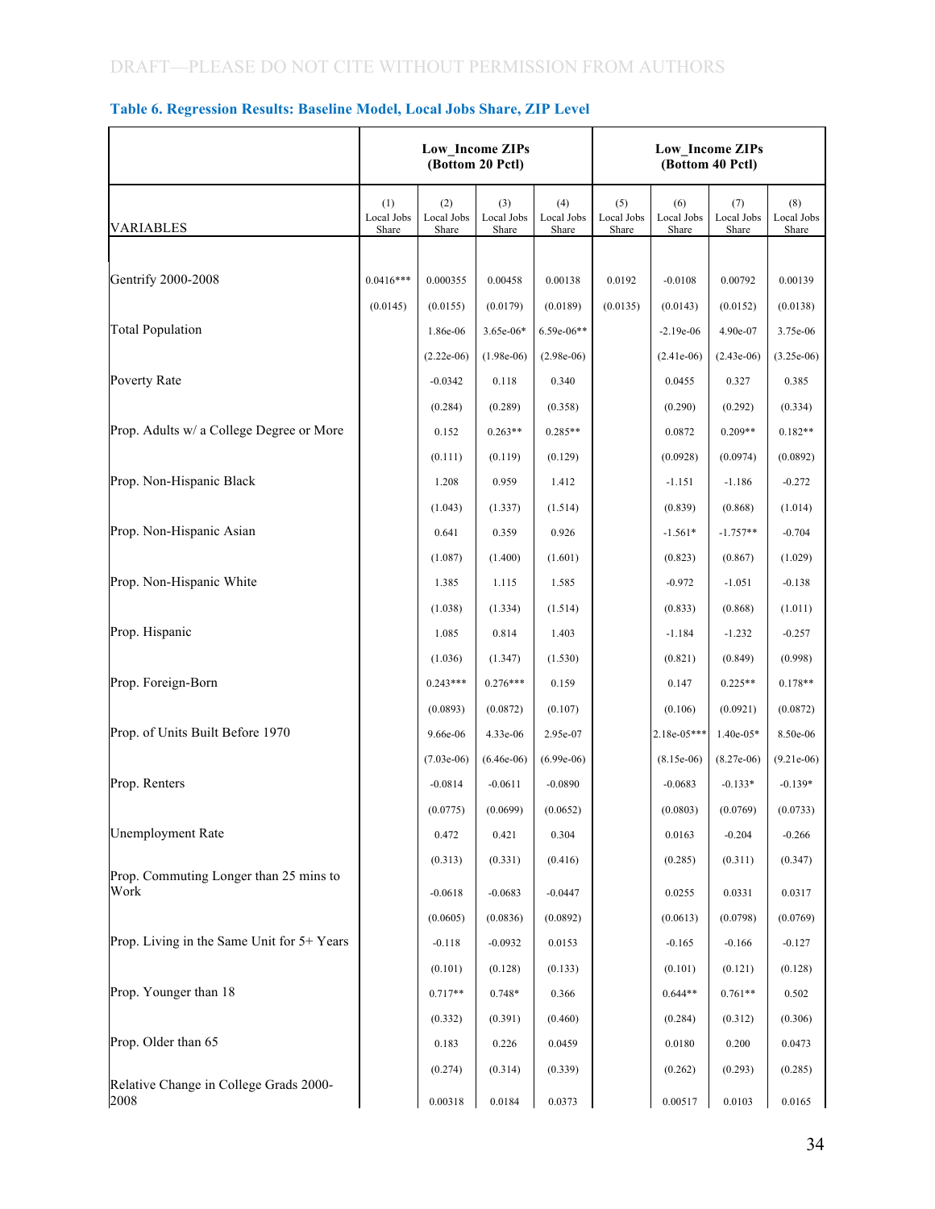DRAFT—PLEASE DO NOT CITE WITHOUT PERMISSION FROM AUTHORS

### Table 6. Regression Results: Baseline Model, Local Jobs Share, ZIP Level

| | Low_Income ZIPs (Bottom 20 Pctl) | | | | Low_Income ZIPs (Bottom 40 Pctl) | | | |
|---|---|---|---|---|---|---|---|---|
| VARIABLES | (1) Local Jobs Share | (2) Local Jobs Share | (3) Local Jobs Share | (4) Local Jobs Share | (5) Local Jobs Share | (6) Local Jobs Share | (7) Local Jobs Share | (8) Local Jobs Share |
| Gentrify 2000-2008 | 0.0416*** | 0.000355 | 0.00458 | 0.00138 | 0.0192 | -0.0108 | 0.00792 | 0.00139 |
| | (0.0145) | (0.0155) | (0.0179) | (0.0189) | (0.0135) | (0.0143) | (0.0152) | (0.0138) |
| Total Population | | 1.86e-06 | 3.65e-06* | 6.59e-06** | | -2.19e-06 | 4.90e-07 | 3.75e-06 |
| | | (2.22e-06) | (1.98e-06) | (2.98e-06) | | (2.41e-06) | (2.43e-06) | (3.25e-06) |
| Poverty Rate | | -0.0342 | 0.118 | 0.340 | | 0.0455 | 0.327 | 0.385 |
| | | (0.284) | (0.289) | (0.358) | | (0.290) | (0.292) | (0.334) |
| Prop. Adults w/ a College Degree or More | | 0.152 | 0.263** | 0.285** | | 0.0872 | 0.209** | 0.182** |
| | | (0.111) | (0.119) | (0.129) | | (0.0928) | (0.0974) | (0.0892) |
| Prop. Non-Hispanic Black | | 1.208 | 0.959 | 1.412 | | -1.151 | -1.186 | -0.272 |
| | | (1.043) | (1.337) | (1.514) | | (0.839) | (0.868) | (1.014) |
| Prop. Non-Hispanic Asian | | 0.641 | 0.359 | 0.926 | | -1.561* | -1.757** | -0.704 |
| | | (1.087) | (1.400) | (1.601) | | (0.823) | (0.867) | (1.029) |
| Prop. Non-Hispanic White | | 1.385 | 1.115 | 1.585 | | -0.972 | -1.051 | -0.138 |
| | | (1.038) | (1.334) | (1.514) | | (0.833) | (0.868) | (1.011) |
| Prop. Hispanic | | 1.085 | 0.814 | 1.403 | | -1.184 | -1.232 | -0.257 |
| | | (1.036) | (1.347) | (1.530) | | (0.821) | (0.849) | (0.998) |
| Prop. Foreign-Born | | 0.243*** | 0.276*** | 0.159 | | 0.147 | 0.225** | 0.178** |
| | | (0.0893) | (0.0872) | (0.107) | | (0.106) | (0.0921) | (0.0872) |
| Prop. of Units Built Before 1970 | | 9.66e-06 | 4.33e-06 | 2.95e-07 | | 2.18e-05*** | 1.40e-05* | 8.50e-06 |
| | | (7.03e-06) | (6.46e-06) | (6.99e-06) | | (8.15e-06) | (8.27e-06) | (9.21e-06) |
| Prop. Renters | | -0.0814 | -0.0611 | -0.0890 | | -0.0683 | -0.133* | -0.139* |
| | | (0.0775) | (0.0699) | (0.0652) | | (0.0803) | (0.0769) | (0.0733) |
| Unemployment Rate | | 0.472 | 0.421 | 0.304 | | 0.0163 | -0.204 | -0.266 |
| | | (0.313) | (0.331) | (0.416) | | (0.285) | (0.311) | (0.347) |
| Prop. Commuting Longer than 25 mins to Work | | -0.0618 | -0.0683 | -0.0447 | | 0.0255 | 0.0331 | 0.0317 |
| | | (0.0605) | (0.0836) | (0.0892) | | (0.0613) | (0.0798) | (0.0769) |
| Prop. Living in the Same Unit for 5+ Years | | -0.118 | -0.0932 | 0.0153 | | -0.165 | -0.166 | -0.127 |
| | | (0.101) | (0.128) | (0.133) | | (0.101) | (0.121) | (0.128) |
| Prop. Younger than 18 | | 0.717** | 0.748* | 0.366 | | 0.644** | 0.761** | 0.502 |
| | | (0.332) | (0.391) | (0.460) | | (0.284) | (0.312) | (0.306) |
| Prop. Older than 65 | | 0.183 | 0.226 | 0.0459 | | 0.0180 | 0.200 | 0.0473 |
| | | (0.274) | (0.314) | (0.339) | | (0.262) | (0.293) | (0.285) |
| Relative Change in College Grads 2000-2008 | | 0.00318 | 0.0184 | 0.0373 | | 0.00517 | 0.0103 | 0.0165 |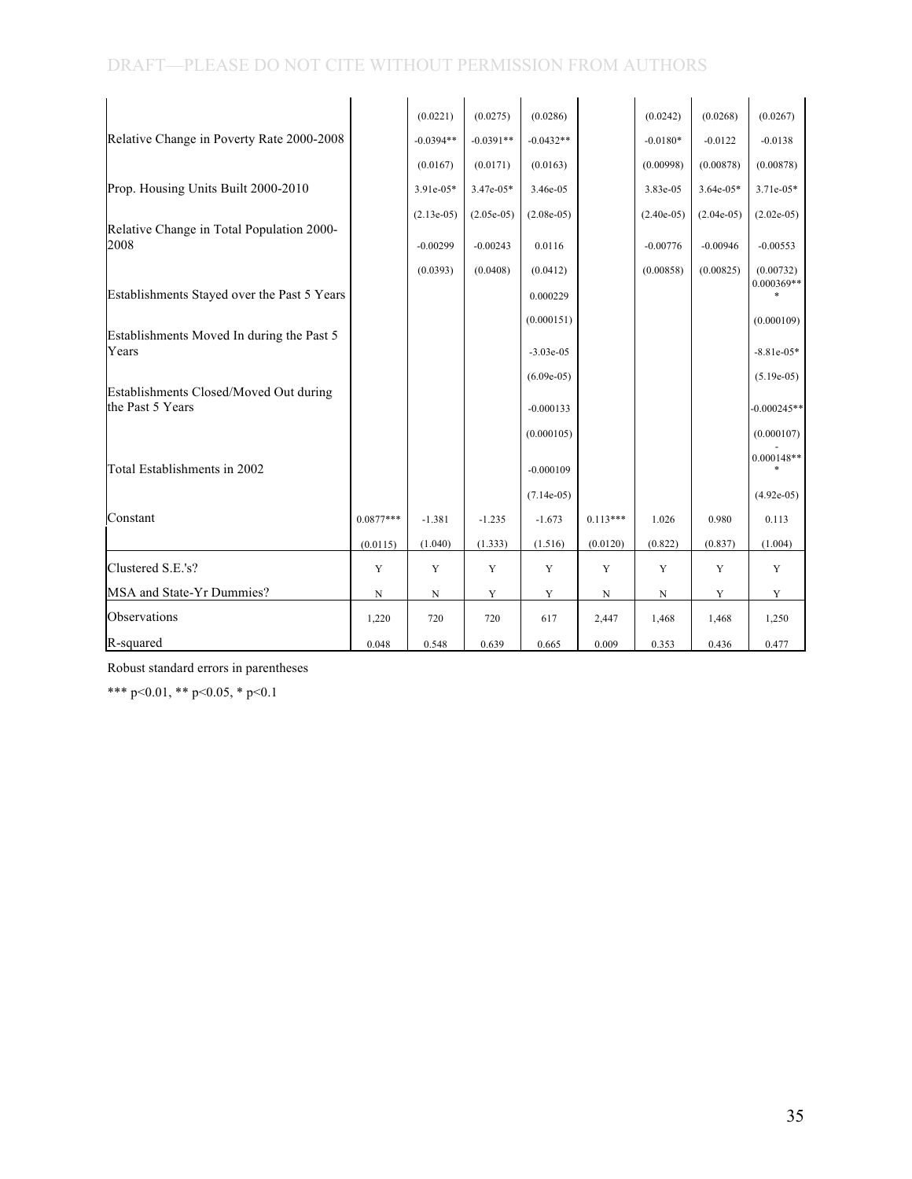| | | | | | | | | |
|---|---|---|---|---|---|---|---|---|
| | | (0.0221) | (0.0275) | (0.0286) | | (0.0242) | (0.0268) | (0.0267) |
| Relative Change in Poverty Rate 2000-2008 | | -0.0394** | -0.0391** | -0.0432** | | -0.0180* | -0.0122 | -0.0138 |
| | | (0.0167) | (0.0171) | (0.0163) | | (0.00998) | (0.00878) | (0.00878) |
| Prop. Housing Units Built 2000-2010 | | 3.91e-05* | 3.47e-05* | 3.46e-05 | | 3.83e-05 | 3.64e-05* | 3.71e-05* |
| | | (2.13e-05) | (2.05e-05) | (2.08e-05) | | (2.40e-05) | (2.04e-05) | (2.02e-05) |
| Relative Change in Total Population 2000-2008 | | -0.00299 | -0.00243 | 0.0116 | | -0.00776 | -0.00946 | -0.00553 |
| | | (0.0393) | (0.0408) | (0.0412) | | (0.00858) | (0.00825) | (0.00732) |
| Establishments Stayed over the Past 5 Years | | | | 0.000229 | | | | 0.000369*** |
| | | | | (0.000151) | | | | (0.000109) |
| Establishments Moved In during the Past 5 Years | | | | -3.03e-05 | | | | -8.81e-05* |
| | | | | (6.09e-05) | | | | (5.19e-05) |
| Establishments Closed/Moved Out during the Past 5 Years | | | | -0.000133 | | | | -0.000245** |
| | | | | (0.000105) | | | | (0.000107) |
| Total Establishments in 2002 | | | | -0.000109 | | | | -0.000148*** |
| | | | | (7.14e-05) | | | | (4.92e-05) |
| Constant | 0.0877*** | -1.381 | -1.235 | -1.673 | 0.113*** | 1.026 | 0.980 | 0.113 |
| | (0.0115) | (1.040) | (1.333) | (1.516) | (0.0120) | (0.822) | (0.837) | (1.004) |
| Clustered S.E.'s? | Y | Y | Y | Y | Y | Y | Y | Y |
| MSA and State-Yr Dummies? | N | N | Y | Y | N | N | Y | Y |
| Observations | 1,220 | 720 | 720 | 617 | 2,447 | 1,468 | 1,468 | 1,250 |
| R-squared | 0.048 | 0.548 | 0.639 | 0.665 | 0.009 | 0.353 | 0.436 | 0.477 |

Robust standard errors in parentheses

*** p<0.01, ** p<0.05, * p<0.1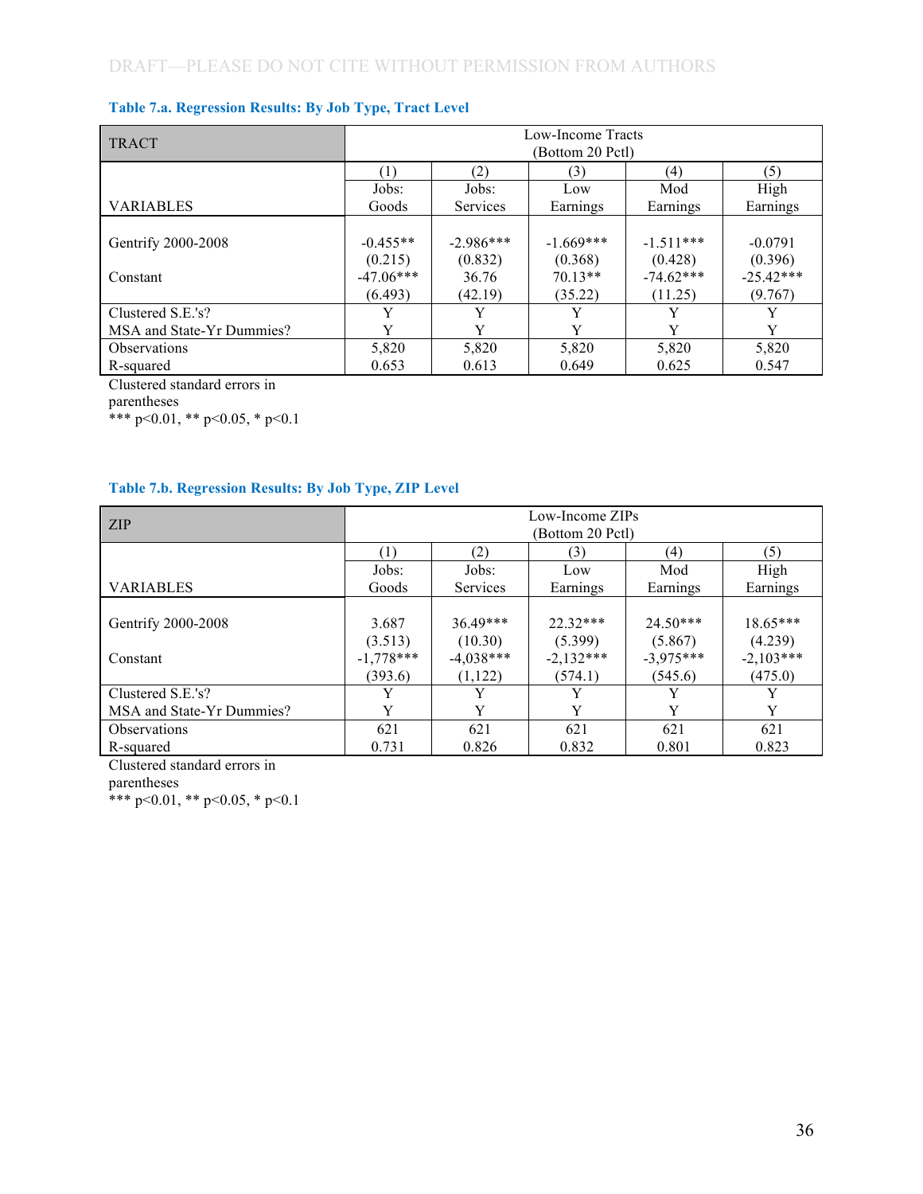DRAFT—PLEASE DO NOT CITE WITHOUT PERMISSION FROM AUTHORS

**Table 7.a. Regression Results: By Job Type, Tract Level**

| TRACT | Low-Income Tracts (Bottom 20 Pctl) | | | | |
|---|---|---|---|---|---|
| | (1) | (2) | (3) | (4) | (5) |
| VARIABLES | Jobs: Goods | Jobs: Services | Low Earnings | Mod Earnings | High Earnings |
| Gentrify 2000-2008 | -0.455** | -2.986*** | -1.669*** | -1.511*** | -0.0791 |
| | (0.215) | (0.832) | (0.368) | (0.428) | (0.396) |
| Constant | -47.06*** | 36.76 | 70.13** | -74.62*** | -25.42*** |
| | (6.493) | (42.19) | (35.22) | (11.25) | (9.767) |
| Clustered S.E.'s? | Y | Y | Y | Y | Y |
| MSA and State-Yr Dummies? | Y | Y | Y | Y | Y |
| Observations | 5,820 | 5,820 | 5,820 | 5,820 | 5,820 |
| R-squared | 0.653 | 0.613 | 0.649 | 0.625 | 0.547 |

Clustered standard errors in parentheses
*** p<0.01, ** p<0.05, * p<0.1

**Table 7.b. Regression Results: By Job Type, ZIP Level**

| ZIP | Low-Income ZIPs (Bottom 20 Pctl) | | | | |
|---|---|---|---|---|---|
| | (1) | (2) | (3) | (4) | (5) |
| VARIABLES | Jobs: Goods | Jobs: Services | Low Earnings | Mod Earnings | High Earnings |
| Gentrify 2000-2008 | 3.687 | 36.49*** | 22.32*** | 24.50*** | 18.65*** |
| | (3.513) | (10.30) | (5.399) | (5.867) | (4.239) |
| Constant | -1,778*** | -4,038*** | -2,132*** | -3,975*** | -2,103*** |
| | (393.6) | (1,122) | (574.1) | (545.6) | (475.0) |
| Clustered S.E.'s? | Y | Y | Y | Y | Y |
| MSA and State-Yr Dummies? | Y | Y | Y | Y | Y |
| Observations | 621 | 621 | 621 | 621 | 621 |
| R-squared | 0.731 | 0.826 | 0.832 | 0.801 | 0.823 |

Clustered standard errors in parentheses
*** p<0.01, ** p<0.05, * p<0.1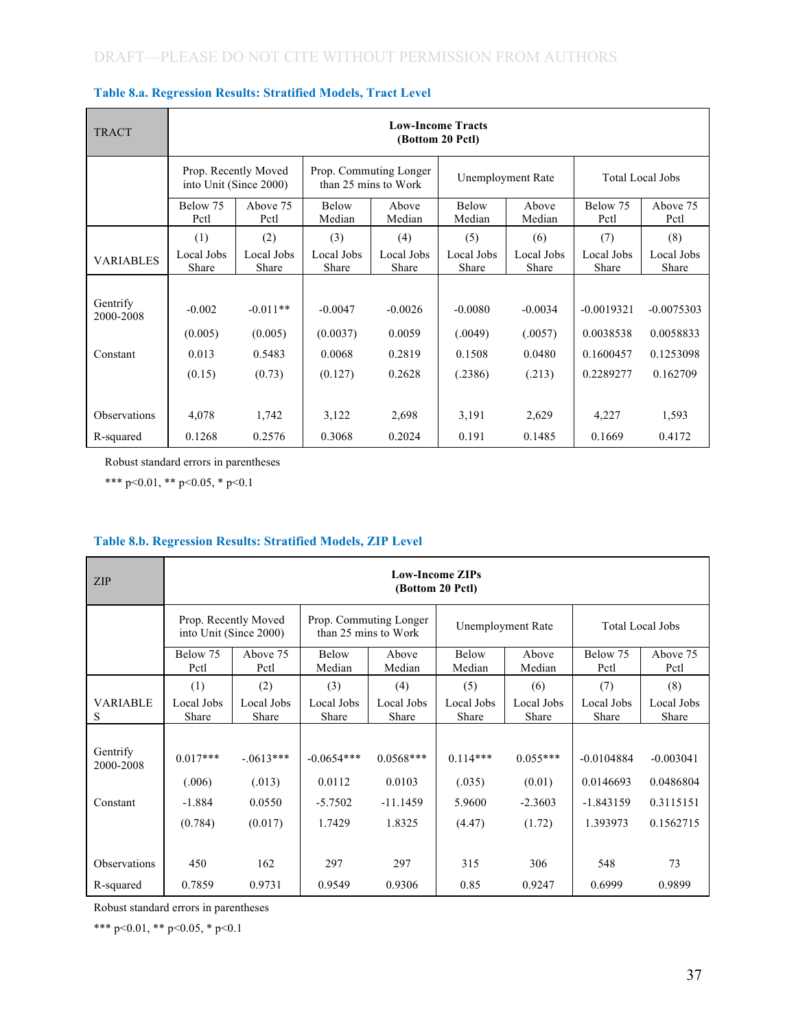### Table 8.a. Regression Results: Stratified Models, Tract Level

| TRACT | Low-Income Tracts (Bottom 20 Pctl) | | | | | | | |
|---|---|---|---|---|---|---|---|---|
| | Prop. Recently Moved into Unit (Since 2000) | | Prop. Commuting Longer than 25 mins to Work | | Unemployment Rate | | Total Local Jobs | |
| | Below 75 Pctl | Above 75 Pctl | Below Median | Above Median | Below Median | Above Median | Below 75 Pctl | Above 75 Pctl |
| VARIABLES | (1) Local Jobs Share | (2) Local Jobs Share | (3) Local Jobs Share | (4) Local Jobs Share | (5) Local Jobs Share | (6) Local Jobs Share | (7) Local Jobs Share | (8) Local Jobs Share |
| Gentrify 2000-2008 | -0.002 | -0.011** | -0.0047 | -0.0026 | -0.0080 | -0.0034 | -0.0019321 | -0.0075303 |
| | (0.005) | (0.005) | (0.0037) | 0.0059 | (.0049) | (.0057) | 0.0038538 | 0.0058833 |
| Constant | 0.013 | 0.5483 | 0.0068 | 0.2819 | 0.1508 | 0.0480 | 0.1600457 | 0.1253098 |
| | (0.15) | (0.73) | (0.127) | 0.2628 | (.2386) | (.213) | 0.2289277 | 0.162709 |
| Observations | 4,078 | 1,742 | 3,122 | 2,698 | 3,191 | 2,629 | 4,227 | 1,593 |
| R-squared | 0.1268 | 0.2576 | 0.3068 | 0.2024 | 0.191 | 0.1485 | 0.1669 | 0.4172 |

Robust standard errors in parentheses

*** p<0.01, ** p<0.05, * p<0.1

### Table 8.b. Regression Results: Stratified Models, ZIP Level

| ZIP | Low-Income ZIPs (Bottom 20 Pctl) | | | | | | | |
|---|---|---|---|---|---|---|---|---|
| | Prop. Recently Moved into Unit (Since 2000) | | Prop. Commuting Longer than 25 mins to Work | | Unemployment Rate | | Total Local Jobs | |
| | Below 75 Pctl | Above 75 Pctl | Below Median | Above Median | Below Median | Above Median | Below 75 Pctl | Above 75 Pctl |
| VARIABLE S | (1) Local Jobs Share | (2) Local Jobs Share | (3) Local Jobs Share | (4) Local Jobs Share | (5) Local Jobs Share | (6) Local Jobs Share | (7) Local Jobs Share | (8) Local Jobs Share |
| Gentrify 2000-2008 | 0.017*** | -.0613*** | -0.0654*** | 0.0568*** | 0.114*** | 0.055*** | -0.0104884 | -0.003041 |
| | (.006) | (.013) | 0.0112 | 0.0103 | (.035) | (0.01) | 0.0146693 | 0.0486804 |
| Constant | -1.884 | 0.0550 | -5.7502 | -11.1459 | 5.9600 | -2.3603 | -1.843159 | 0.3115151 |
| | (0.784) | (0.017) | 1.7429 | 1.8325 | (4.47) | (1.72) | 1.393973 | 0.1562715 |
| Observations | 450 | 162 | 297 | 297 | 315 | 306 | 548 | 73 |
| R-squared | 0.7859 | 0.9731 | 0.9549 | 0.9306 | 0.85 | 0.9247 | 0.6999 | 0.9899 |

Robust standard errors in parentheses

*** p<0.01, ** p<0.05, * p<0.1